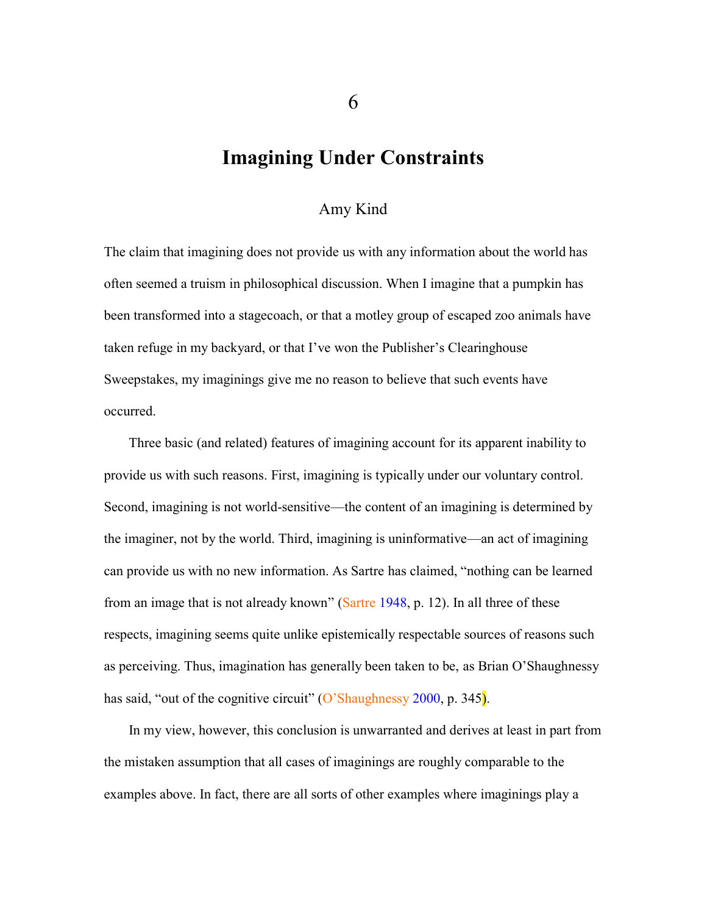# 6

# Imagining Under Constraints

Amy Kind

The claim that imagining does not provide us with any information about the world has often seemed a truism in philosophical discussion. When I imagine that a pumpkin has been transformed into a stagecoach, or that a motley group of escaped zoo animals have taken refuge in my backyard, or that I've won the Publisher's Clearinghouse Sweepstakes, my imaginings give me no reason to believe that such events have occurred.

Three basic (and related) features of imagining account for its apparent inability to provide us with such reasons. First, imagining is typically under our voluntary control. Second, imagining is not world-sensitive—the content of an imagining is determined by the imaginer, not by the world. Third, imagining is uninformative—an act of imagining can provide us with no new information. As Sartre has claimed, "nothing can be learned from an image that is not already known" (Sartre 1948, p. 12). In all three of these respects, imagining seems quite unlike epistemically respectable sources of reasons such as perceiving. Thus, imagination has generally been taken to be, as Brian O'Shaughnessy has said, "out of the cognitive circuit" (O'Shaughnessy 2000, p. 345).

In my view, however, this conclusion is unwarranted and derives at least in part from the mistaken assumption that all cases of imaginings are roughly comparable to the examples above. In fact, there are all sorts of other examples where imaginings play a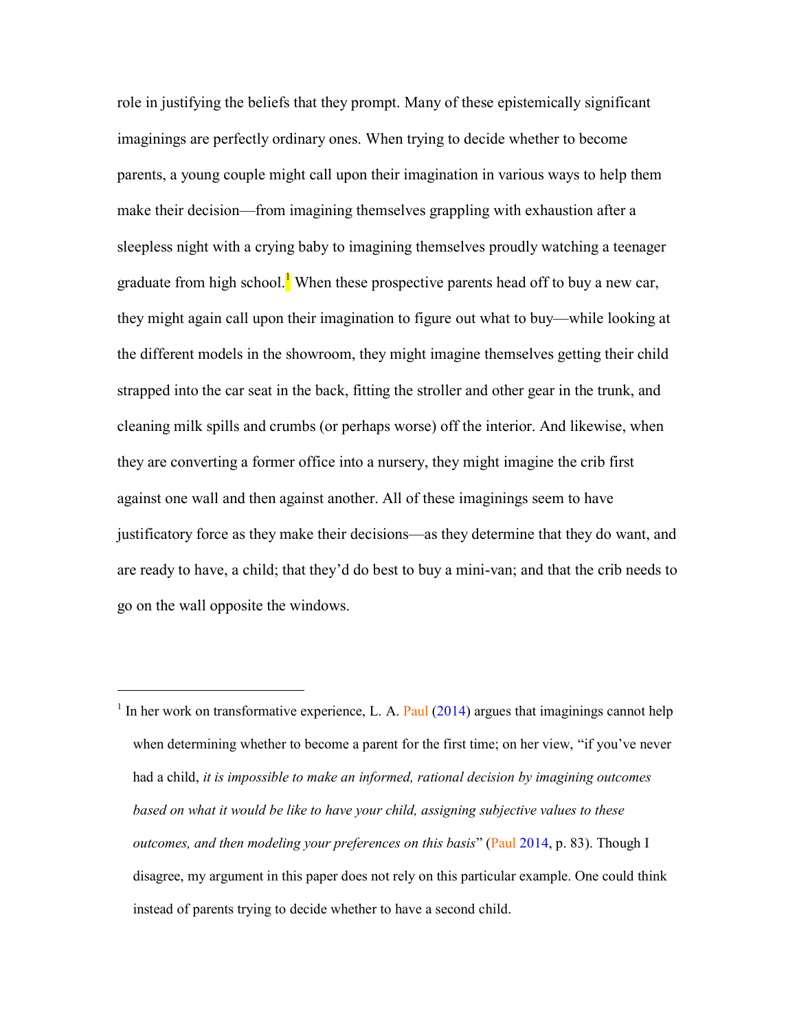role in justifying the beliefs that they prompt. Many of these epistemically significant imaginings are perfectly ordinary ones. When trying to decide whether to become parents, a young couple might call upon their imagination in various ways to help them make their decision—from imagining themselves grappling with exhaustion after a sleepless night with a crying baby to imagining themselves proudly watching a teenager graduate from high school.[1] When these prospective parents head off to buy a new car, they might again call upon their imagination to figure out what to buy—while looking at the different models in the showroom, they might imagine themselves getting their child strapped into the car seat in the back, fitting the stroller and other gear in the trunk, and cleaning milk spills and crumbs (or perhaps worse) off the interior. And likewise, when they are converting a former office into a nursery, they might imagine the crib first against one wall and then against another. All of these imaginings seem to have justificatory force as they make their decisions—as they determine that they do want, and are ready to have, a child; that they'd do best to buy a mini-van; and that the crib needs to go on the wall opposite the windows.

---

[1] In her work on transformative experience, L. A. Paul (2014) argues that imaginings cannot help when determining whether to become a parent for the first time; on her view, "if you've never had a child, *it is impossible to make an informed, rational decision by imagining outcomes based on what it would be like to have your child, assigning subjective values to these outcomes, and then modeling your preferences on this basis*" (Paul 2014, p. 83). Though I disagree, my argument in this paper does not rely on this particular example. One could think instead of parents trying to decide whether to have a second child.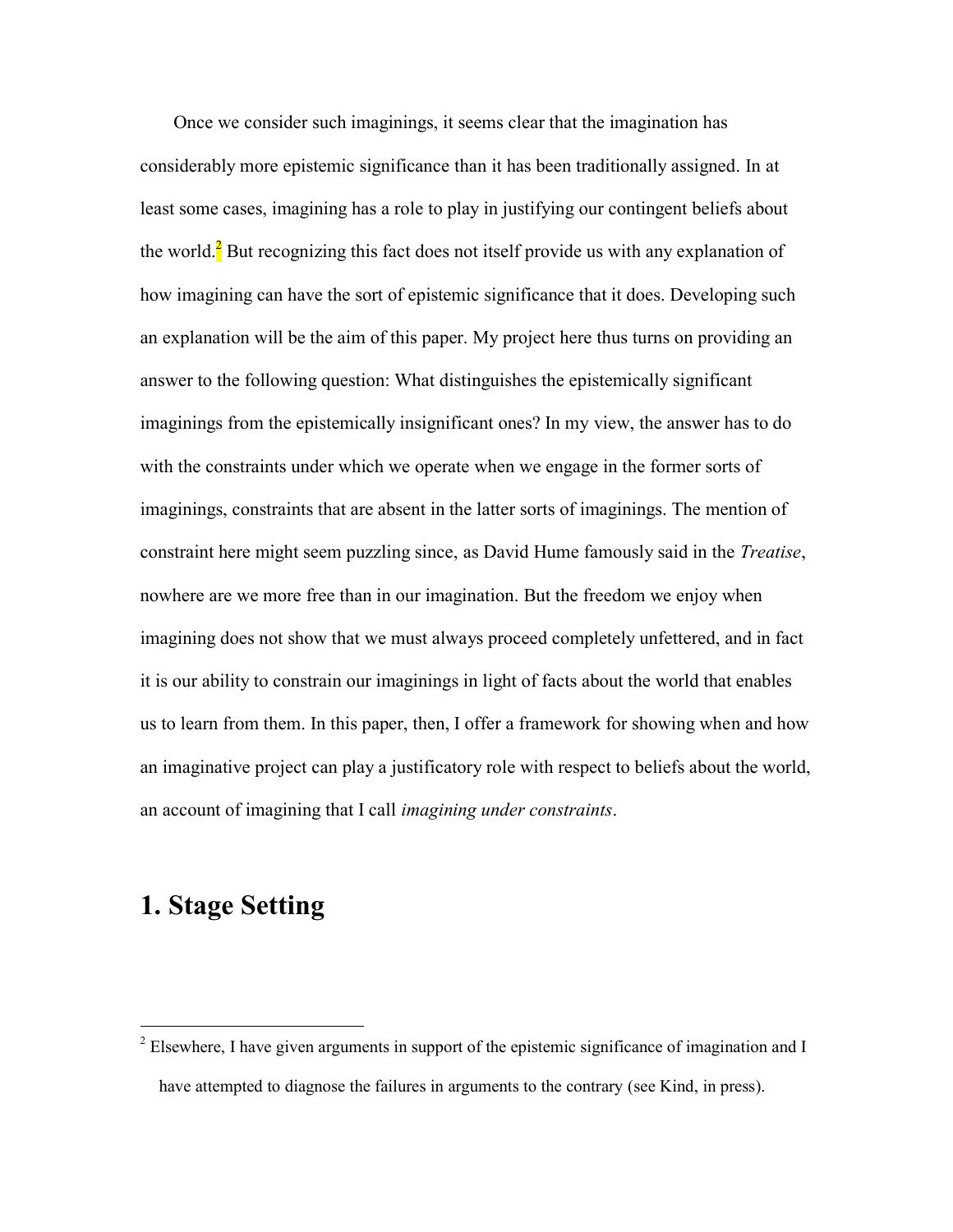Once we consider such imaginings, it seems clear that the imagination has considerably more epistemic significance than it has been traditionally assigned. In at least some cases, imagining has a role to play in justifying our contingent beliefs about the world.[2] But recognizing this fact does not itself provide us with any explanation of how imagining can have the sort of epistemic significance that it does. Developing such an explanation will be the aim of this paper. My project here thus turns on providing an answer to the following question: What distinguishes the epistemically significant imaginings from the epistemically insignificant ones? In my view, the answer has to do with the constraints under which we operate when we engage in the former sorts of imaginings, constraints that are absent in the latter sorts of imaginings. The mention of constraint here might seem puzzling since, as David Hume famously said in the *Treatise*, nowhere are we more free than in our imagination. But the freedom we enjoy when imagining does not show that we must always proceed completely unfettered, and in fact it is our ability to constrain our imaginings in light of facts about the world that enables us to learn from them. In this paper, then, I offer a framework for showing when and how an imaginative project can play a justificatory role with respect to beliefs about the world, an account of imagining that I call *imagining under constraints*.

## 1. Stage Setting

[2] Elsewhere, I have given arguments in support of the epistemic significance of imagination and I have attempted to diagnose the failures in arguments to the contrary (see Kind, in press).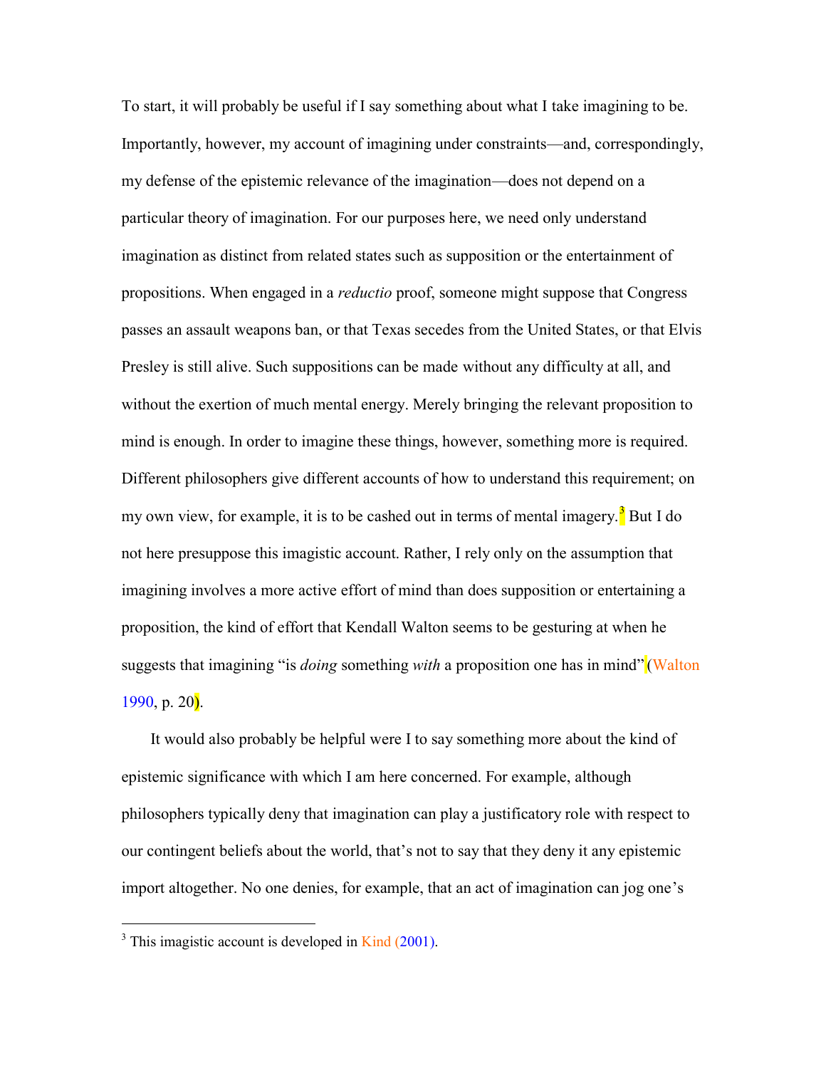To start, it will probably be useful if I say something about what I take imagining to be. Importantly, however, my account of imagining under constraints—and, correspondingly, my defense of the epistemic relevance of the imagination—does not depend on a particular theory of imagination. For our purposes here, we need only understand imagination as distinct from related states such as supposition or the entertainment of propositions. When engaged in a *reductio* proof, someone might suppose that Congress passes an assault weapons ban, or that Texas secedes from the United States, or that Elvis Presley is still alive. Such suppositions can be made without any difficulty at all, and without the exertion of much mental energy. Merely bringing the relevant proposition to mind is enough. In order to imagine these things, however, something more is required. Different philosophers give different accounts of how to understand this requirement; on my own view, for example, it is to be cashed out in terms of mental imagery.[3] But I do not here presuppose this imagistic account. Rather, I rely only on the assumption that imagining involves a more active effort of mind than does supposition or entertaining a proposition, the kind of effort that Kendall Walton seems to be gesturing at when he suggests that imagining "is *doing* something *with* a proposition one has in mind" (Walton 1990, p. 20).

It would also probably be helpful were I to say something more about the kind of epistemic significance with which I am here concerned. For example, although philosophers typically deny that imagination can play a justificatory role with respect to our contingent beliefs about the world, that's not to say that they deny it any epistemic import altogether. No one denies, for example, that an act of imagination can jog one's

[3] This imagistic account is developed in Kind (2001).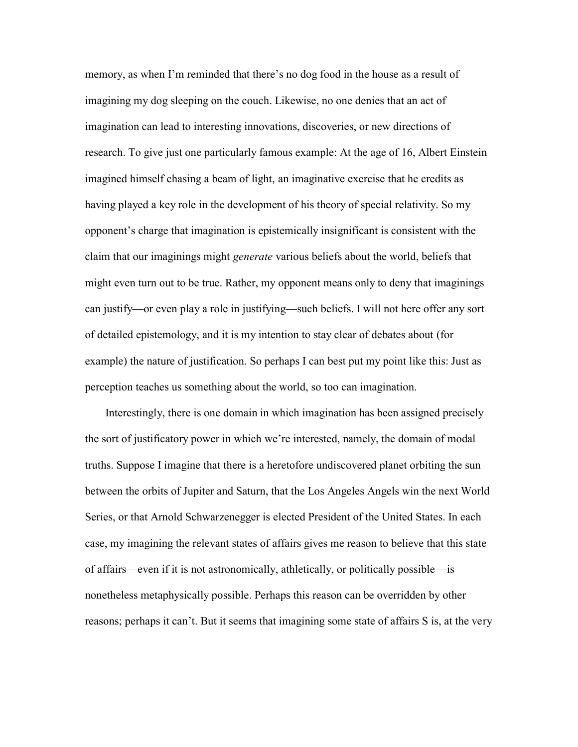memory, as when I'm reminded that there's no dog food in the house as a result of imagining my dog sleeping on the couch. Likewise, no one denies that an act of imagination can lead to interesting innovations, discoveries, or new directions of research. To give just one particularly famous example: At the age of 16, Albert Einstein imagined himself chasing a beam of light, an imaginative exercise that he credits as having played a key role in the development of his theory of special relativity. So my opponent's charge that imagination is epistemically insignificant is consistent with the claim that our imaginings might *generate* various beliefs about the world, beliefs that might even turn out to be true. Rather, my opponent means only to deny that imaginings can justify—or even play a role in justifying—such beliefs. I will not here offer any sort of detailed epistemology, and it is my intention to stay clear of debates about (for example) the nature of justification. So perhaps I can best put my point like this: Just as perception teaches us something about the world, so too can imagination.

Interestingly, there is one domain in which imagination has been assigned precisely the sort of justificatory power in which we're interested, namely, the domain of modal truths. Suppose I imagine that there is a heretofore undiscovered planet orbiting the sun between the orbits of Jupiter and Saturn, that the Los Angeles Angels win the next World Series, or that Arnold Schwarzenegger is elected President of the United States. In each case, my imagining the relevant states of affairs gives me reason to believe that this state of affairs—even if it is not astronomically, athletically, or politically possible—is nonetheless metaphysically possible. Perhaps this reason can be overridden by other reasons; perhaps it can't. But it seems that imagining some state of affairs S is, at the very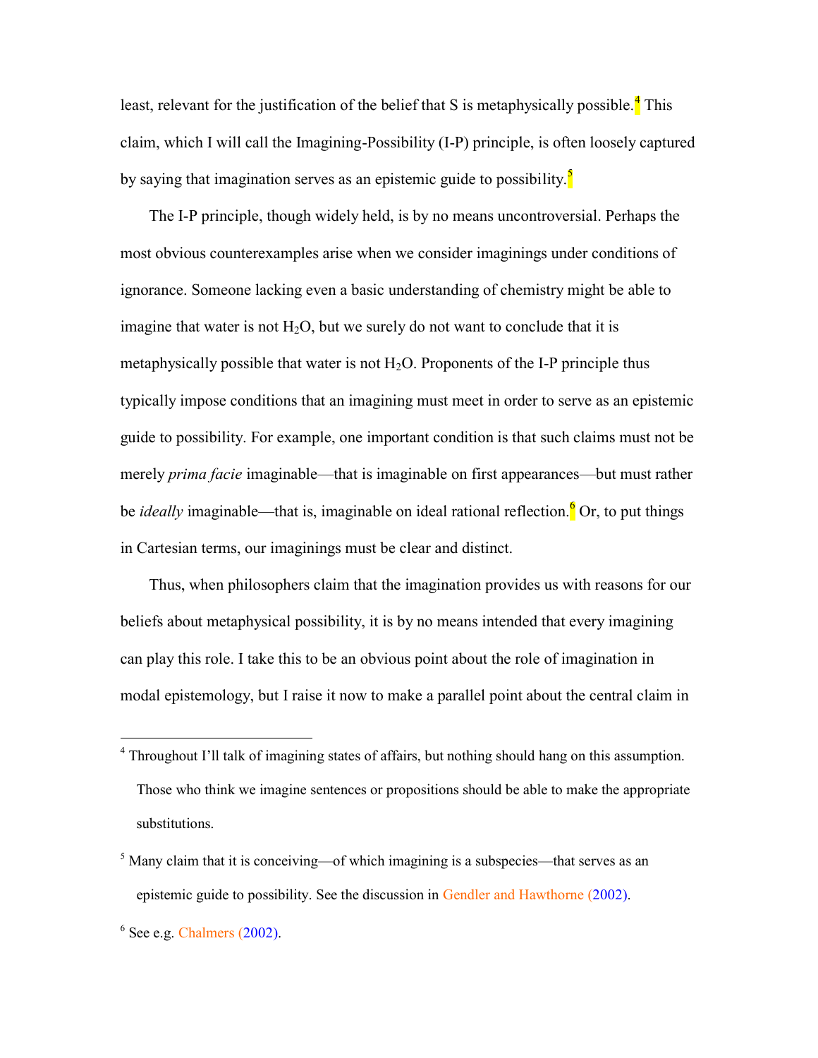least, relevant for the justification of the belief that S is metaphysically possible.[4] This claim, which I will call the Imagining-Possibility (I-P) principle, is often loosely captured by saying that imagination serves as an epistemic guide to possibility.[5]

The I-P principle, though widely held, is by no means uncontroversial. Perhaps the most obvious counterexamples arise when we consider imaginings under conditions of ignorance. Someone lacking even a basic understanding of chemistry might be able to imagine that water is not $H_2O$, but we surely do not want to conclude that it is metaphysically possible that water is not $H_2O$. Proponents of the I-P principle thus typically impose conditions that an imagining must meet in order to serve as an epistemic guide to possibility. For example, one important condition is that such claims must not be merely *prima facie* imaginable—that is imaginable on first appearances—but must rather be *ideally* imaginable—that is, imaginable on ideal rational reflection.[6] Or, to put things in Cartesian terms, our imaginings must be clear and distinct.

Thus, when philosophers claim that the imagination provides us with reasons for our beliefs about metaphysical possibility, it is by no means intended that every imagining can play this role. I take this to be an obvious point about the role of imagination in modal epistemology, but I raise it now to make a parallel point about the central claim in

---

[4] Throughout I'll talk of imagining states of affairs, but nothing should hang on this assumption. Those who think we imagine sentences or propositions should be able to make the appropriate substitutions.

[5] Many claim that it is conceiving—of which imagining is a subspecies—that serves as an epistemic guide to possibility. See the discussion in Gendler and Hawthorne (2002).

[6] See e.g. Chalmers (2002).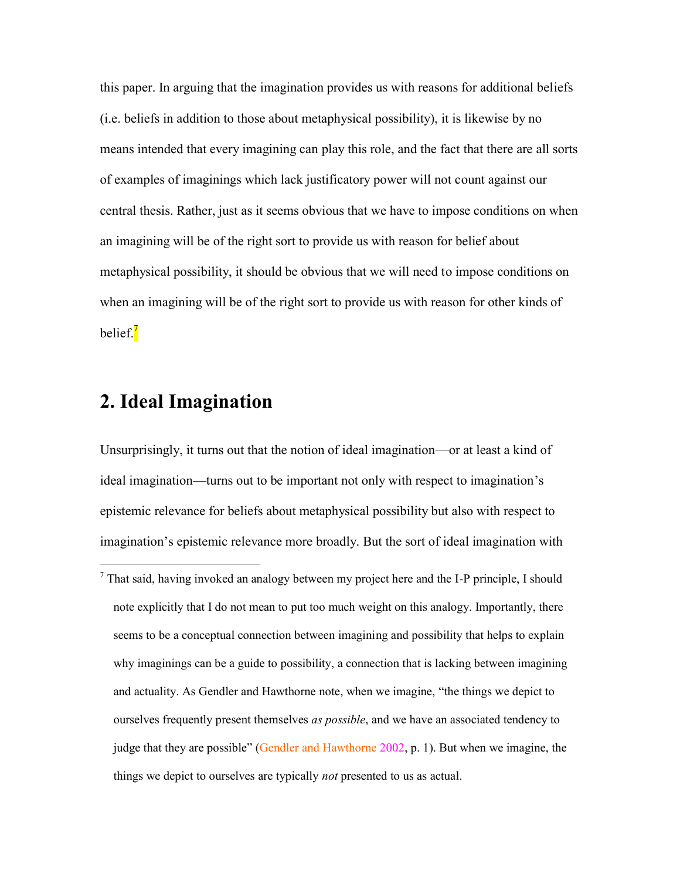this paper. In arguing that the imagination provides us with reasons for additional beliefs (i.e. beliefs in addition to those about metaphysical possibility), it is likewise by no means intended that every imagining can play this role, and the fact that there are all sorts of examples of imaginings which lack justificatory power will not count against our central thesis. Rather, just as it seems obvious that we have to impose conditions on when an imagining will be of the right sort to provide us with reason for belief about metaphysical possibility, it should be obvious that we will need to impose conditions on when an imagining will be of the right sort to provide us with reason for other kinds of belief.[7]

## 2. Ideal Imagination

Unsurprisingly, it turns out that the notion of ideal imagination—or at least a kind of ideal imagination—turns out to be important not only with respect to imagination's epistemic relevance for beliefs about metaphysical possibility but also with respect to imagination's epistemic relevance more broadly. But the sort of ideal imagination with

[7] That said, having invoked an analogy between my project here and the I-P principle, I should note explicitly that I do not mean to put too much weight on this analogy. Importantly, there seems to be a conceptual connection between imagining and possibility that helps to explain why imaginings can be a guide to possibility, a connection that is lacking between imagining and actuality. As Gendler and Hawthorne note, when we imagine, "the things we depict to ourselves frequently present themselves *as possible*, and we have an associated tendency to judge that they are possible" (Gendler and Hawthorne 2002, p. 1). But when we imagine, the things we depict to ourselves are typically *not* presented to us as actual.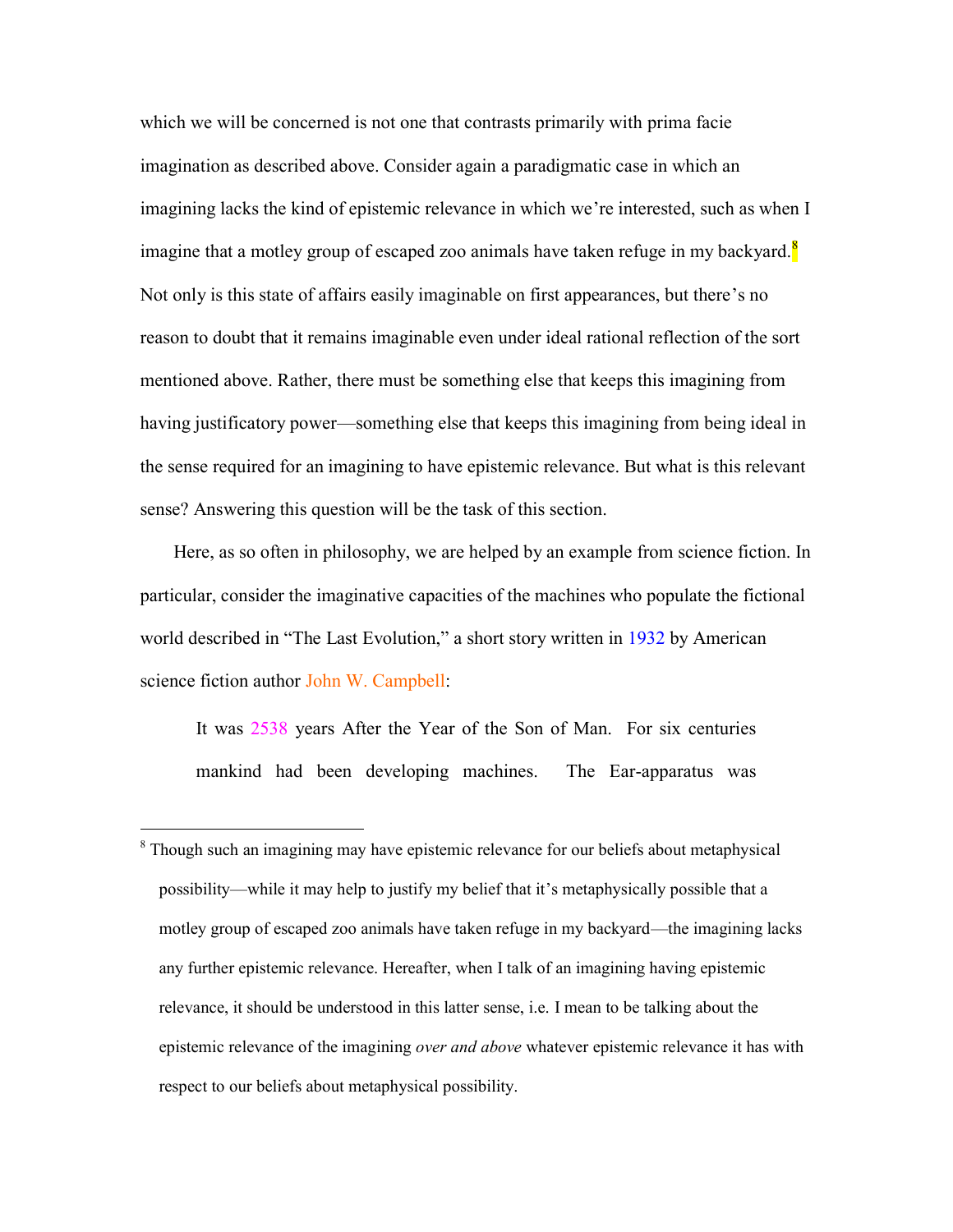which we will be concerned is not one that contrasts primarily with prima facie imagination as described above. Consider again a paradigmatic case in which an imagining lacks the kind of epistemic relevance in which we're interested, such as when I imagine that a motley group of escaped zoo animals have taken refuge in my backyard.[8] Not only is this state of affairs easily imaginable on first appearances, but there's no reason to doubt that it remains imaginable even under ideal rational reflection of the sort mentioned above. Rather, there must be something else that keeps this imagining from having justificatory power—something else that keeps this imagining from being ideal in the sense required for an imagining to have epistemic relevance. But what is this relevant sense? Answering this question will be the task of this section.

Here, as so often in philosophy, we are helped by an example from science fiction. In particular, consider the imaginative capacities of the machines who populate the fictional world described in "The Last Evolution," a short story written in 1932 by American science fiction author John W. Campbell:

> It was 2538 years After the Year of the Son of Man. For six centuries mankind had been developing machines. The Ear-apparatus was

---

[8] Though such an imagining may have epistemic relevance for our beliefs about metaphysical possibility—while it may help to justify my belief that it's metaphysically possible that a motley group of escaped zoo animals have taken refuge in my backyard—the imagining lacks any further epistemic relevance. Hereafter, when I talk of an imagining having epistemic relevance, it should be understood in this latter sense, i.e. I mean to be talking about the epistemic relevance of the imagining *over and above* whatever epistemic relevance it has with respect to our beliefs about metaphysical possibility.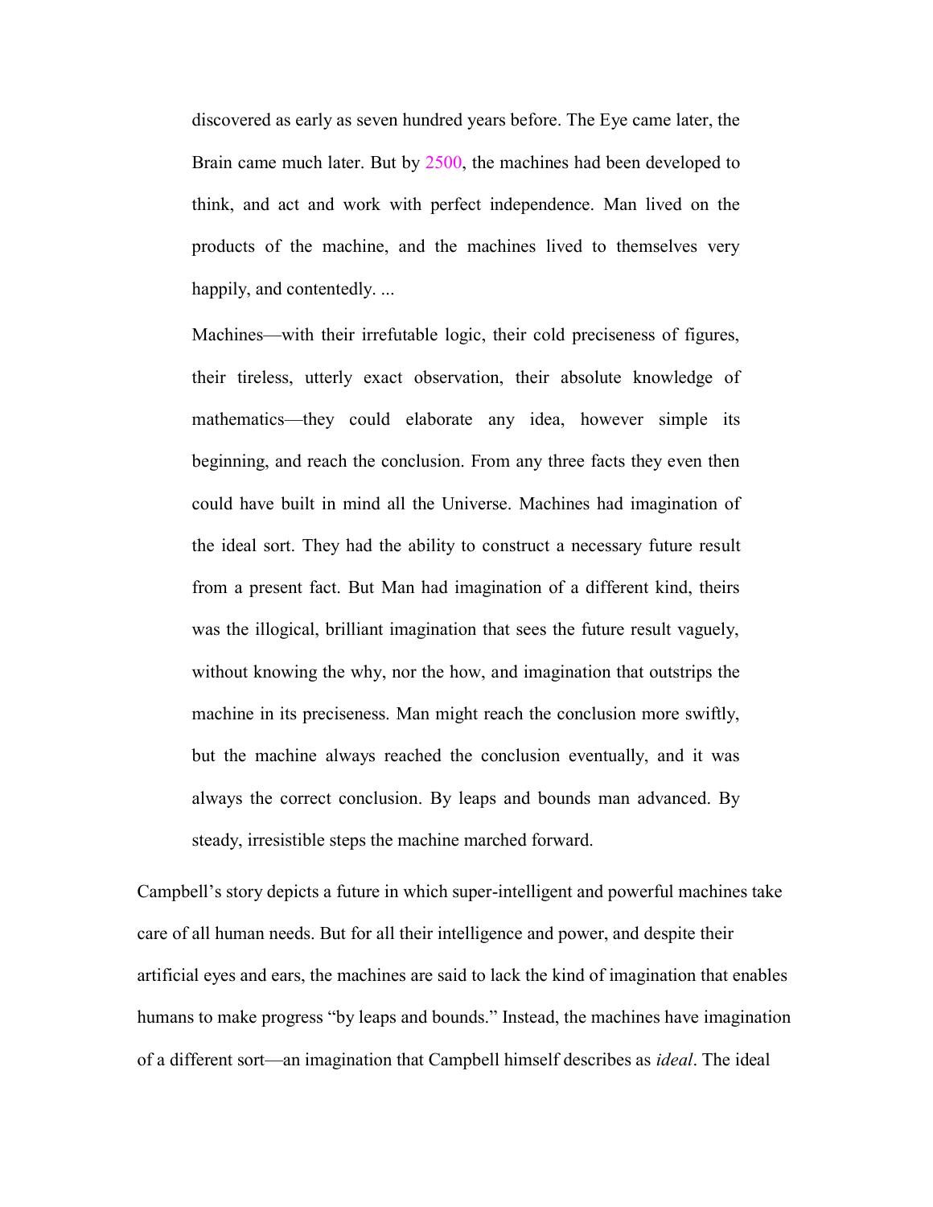> discovered as early as seven hundred years before. The Eye came later, the Brain came much later. But by 2500, the machines had been developed to think, and act and work with perfect independence. Man lived on the products of the machine, and the machines lived to themselves very happily, and contentedly. ...
>
> Machines—with their irrefutable logic, their cold preciseness of figures, their tireless, utterly exact observation, their absolute knowledge of mathematics—they could elaborate any idea, however simple its beginning, and reach the conclusion. From any three facts they even then could have built in mind all the Universe. Machines had imagination of the ideal sort. They had the ability to construct a necessary future result from a present fact. But Man had imagination of a different kind, theirs was the illogical, brilliant imagination that sees the future result vaguely, without knowing the why, nor the how, and imagination that outstrips the machine in its preciseness. Man might reach the conclusion more swiftly, but the machine always reached the conclusion eventually, and it was always the correct conclusion. By leaps and bounds man advanced. By steady, irresistible steps the machine marched forward.

Campbell's story depicts a future in which super-intelligent and powerful machines take care of all human needs. But for all their intelligence and power, and despite their artificial eyes and ears, the machines are said to lack the kind of imagination that enables humans to make progress "by leaps and bounds." Instead, the machines have imagination of a different sort—an imagination that Campbell himself describes as *ideal*. The ideal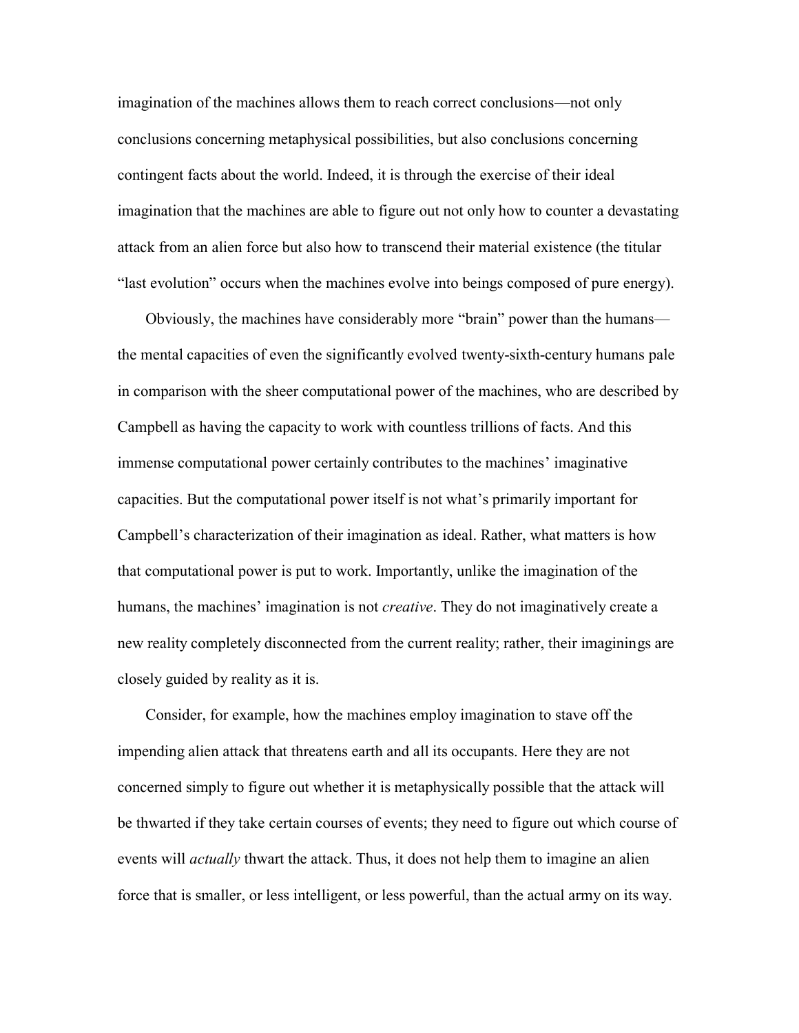imagination of the machines allows them to reach correct conclusions—not only conclusions concerning metaphysical possibilities, but also conclusions concerning contingent facts about the world. Indeed, it is through the exercise of their ideal imagination that the machines are able to figure out not only how to counter a devastating attack from an alien force but also how to transcend their material existence (the titular "last evolution" occurs when the machines evolve into beings composed of pure energy).

Obviously, the machines have considerably more "brain" power than the humans—the mental capacities of even the significantly evolved twenty-sixth-century humans pale in comparison with the sheer computational power of the machines, who are described by Campbell as having the capacity to work with countless trillions of facts. And this immense computational power certainly contributes to the machines' imaginative capacities. But the computational power itself is not what's primarily important for Campbell's characterization of their imagination as ideal. Rather, what matters is how that computational power is put to work. Importantly, unlike the imagination of the humans, the machines' imagination is not *creative*. They do not imaginatively create a new reality completely disconnected from the current reality; rather, their imaginings are closely guided by reality as it is.

Consider, for example, how the machines employ imagination to stave off the impending alien attack that threatens earth and all its occupants. Here they are not concerned simply to figure out whether it is metaphysically possible that the attack will be thwarted if they take certain courses of events; they need to figure out which course of events will *actually* thwart the attack. Thus, it does not help them to imagine an alien force that is smaller, or less intelligent, or less powerful, than the actual army on its way.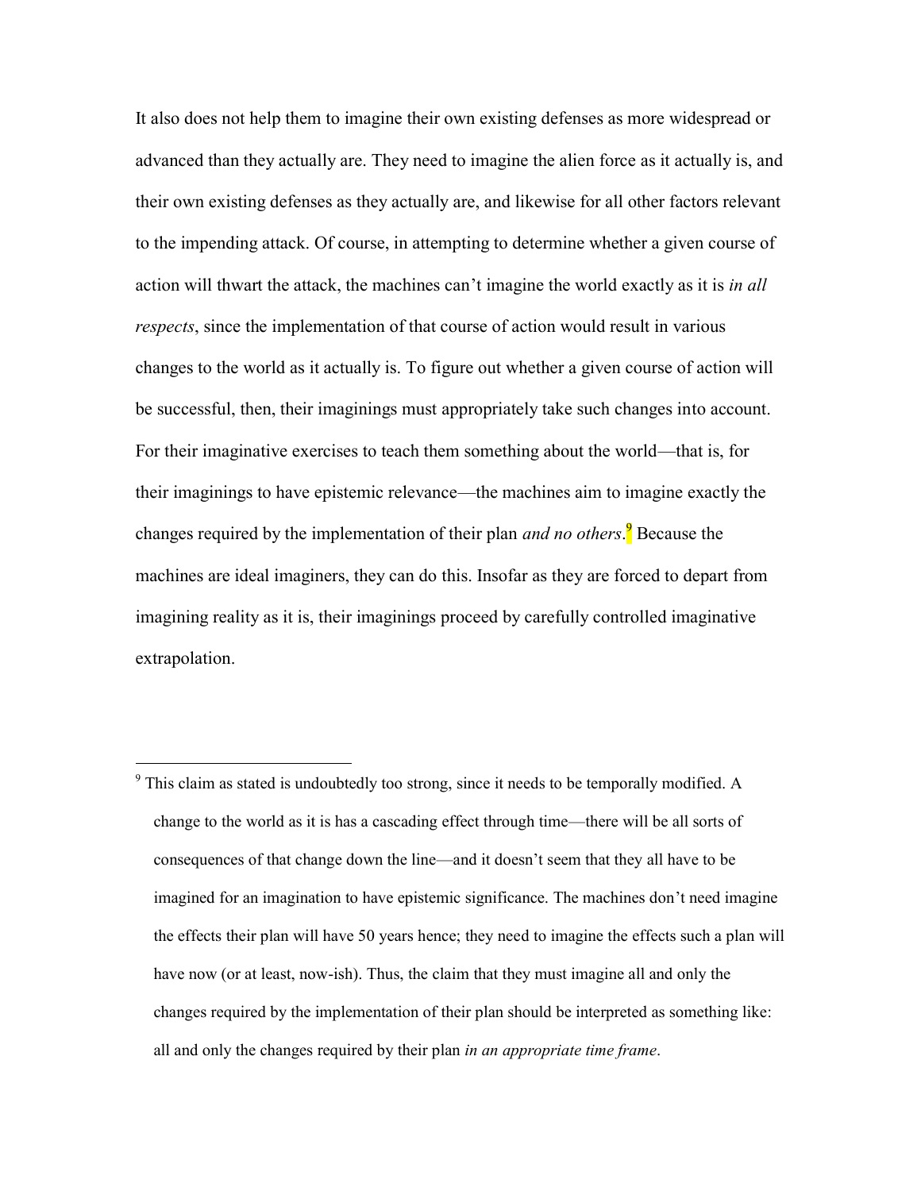It also does not help them to imagine their own existing defenses as more widespread or advanced than they actually are. They need to imagine the alien force as it actually is, and their own existing defenses as they actually are, and likewise for all other factors relevant to the impending attack. Of course, in attempting to determine whether a given course of action will thwart the attack, the machines can't imagine the world exactly as it is *in all respects*, since the implementation of that course of action would result in various changes to the world as it actually is. To figure out whether a given course of action will be successful, then, their imaginings must appropriately take such changes into account. For their imaginative exercises to teach them something about the world—that is, for their imaginings to have epistemic relevance—the machines aim to imagine exactly the changes required by the implementation of their plan *and no others*.[9] Because the machines are ideal imaginers, they can do this. Insofar as they are forced to depart from imagining reality as it is, their imaginings proceed by carefully controlled imaginative extrapolation.

---

[9] This claim as stated is undoubtedly too strong, since it needs to be temporally modified. A change to the world as it is has a cascading effect through time—there will be all sorts of consequences of that change down the line—and it doesn't seem that they all have to be imagined for an imagination to have epistemic significance. The machines don't need imagine the effects their plan will have 50 years hence; they need to imagine the effects such a plan will have now (or at least, now-ish). Thus, the claim that they must imagine all and only the changes required by the implementation of their plan should be interpreted as something like: all and only the changes required by their plan *in an appropriate time frame*.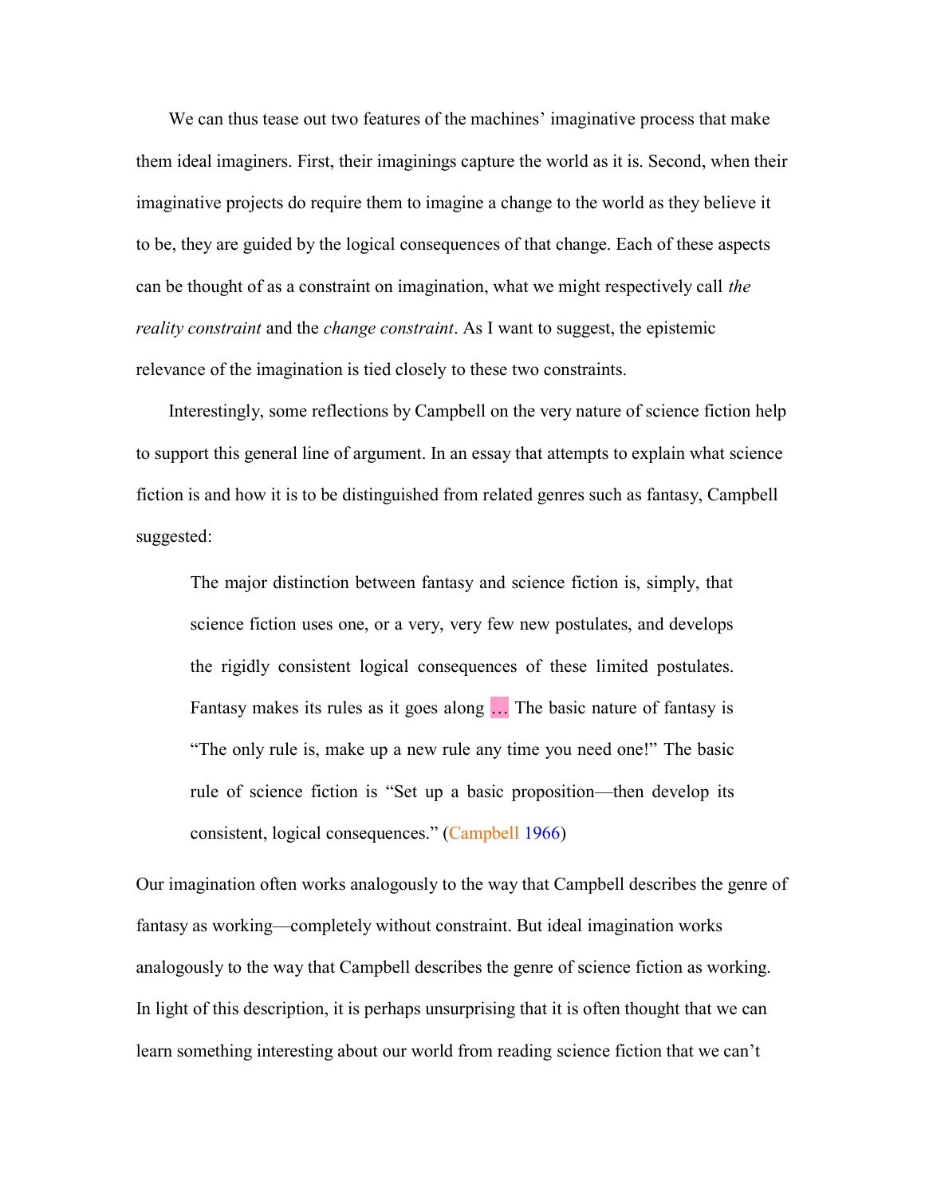We can thus tease out two features of the machines' imaginative process that make them ideal imaginers. First, their imaginings capture the world as it is. Second, when their imaginative projects do require them to imagine a change to the world as they believe it to be, they are guided by the logical consequences of that change. Each of these aspects can be thought of as a constraint on imagination, what we might respectively call *the reality constraint* and the *change constraint*. As I want to suggest, the epistemic relevance of the imagination is tied closely to these two constraints.

Interestingly, some reflections by Campbell on the very nature of science fiction help to support this general line of argument. In an essay that attempts to explain what science fiction is and how it is to be distinguished from related genres such as fantasy, Campbell suggested:

> The major distinction between fantasy and science fiction is, simply, that science fiction uses one, or a very, very few new postulates, and develops the rigidly consistent logical consequences of these limited postulates. Fantasy makes its rules as it goes along … The basic nature of fantasy is "The only rule is, make up a new rule any time you need one!" The basic rule of science fiction is "Set up a basic proposition—then develop its consistent, logical consequences." (Campbell 1966)

Our imagination often works analogously to the way that Campbell describes the genre of fantasy as working—completely without constraint. But ideal imagination works analogously to the way that Campbell describes the genre of science fiction as working. In light of this description, it is perhaps unsurprising that it is often thought that we can learn something interesting about our world from reading science fiction that we can't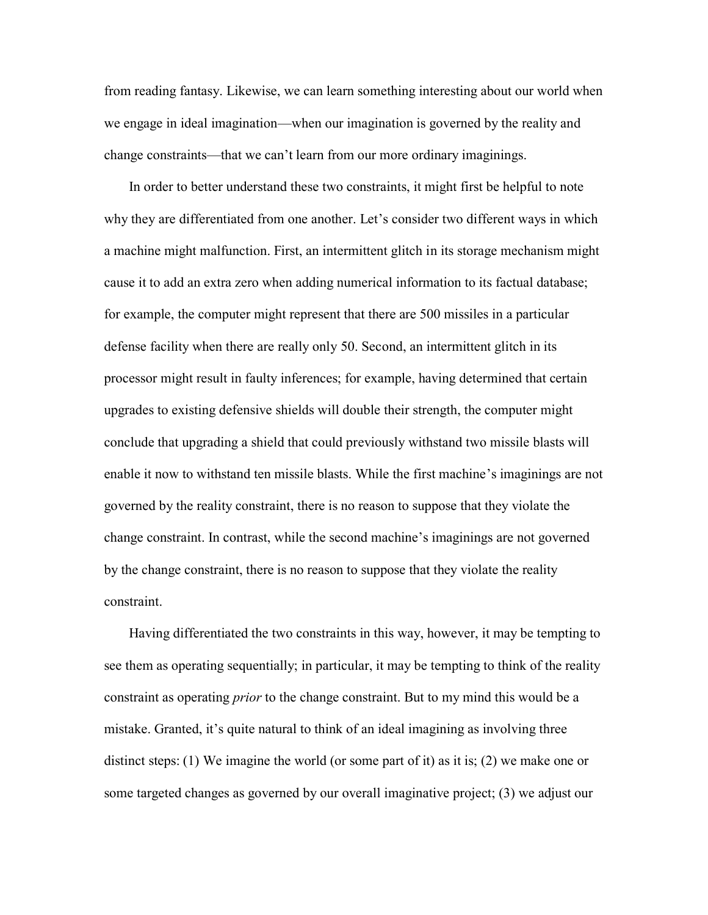from reading fantasy. Likewise, we can learn something interesting about our world when we engage in ideal imagination—when our imagination is governed by the reality and change constraints—that we can't learn from our more ordinary imaginings.

In order to better understand these two constraints, it might first be helpful to note why they are differentiated from one another. Let's consider two different ways in which a machine might malfunction. First, an intermittent glitch in its storage mechanism might cause it to add an extra zero when adding numerical information to its factual database; for example, the computer might represent that there are 500 missiles in a particular defense facility when there are really only 50. Second, an intermittent glitch in its processor might result in faulty inferences; for example, having determined that certain upgrades to existing defensive shields will double their strength, the computer might conclude that upgrading a shield that could previously withstand two missile blasts will enable it now to withstand ten missile blasts. While the first machine's imaginings are not governed by the reality constraint, there is no reason to suppose that they violate the change constraint. In contrast, while the second machine's imaginings are not governed by the change constraint, there is no reason to suppose that they violate the reality constraint.

Having differentiated the two constraints in this way, however, it may be tempting to see them as operating sequentially; in particular, it may be tempting to think of the reality constraint as operating *prior* to the change constraint. But to my mind this would be a mistake. Granted, it's quite natural to think of an ideal imagining as involving three distinct steps: (1) We imagine the world (or some part of it) as it is; (2) we make one or some targeted changes as governed by our overall imaginative project; (3) we adjust our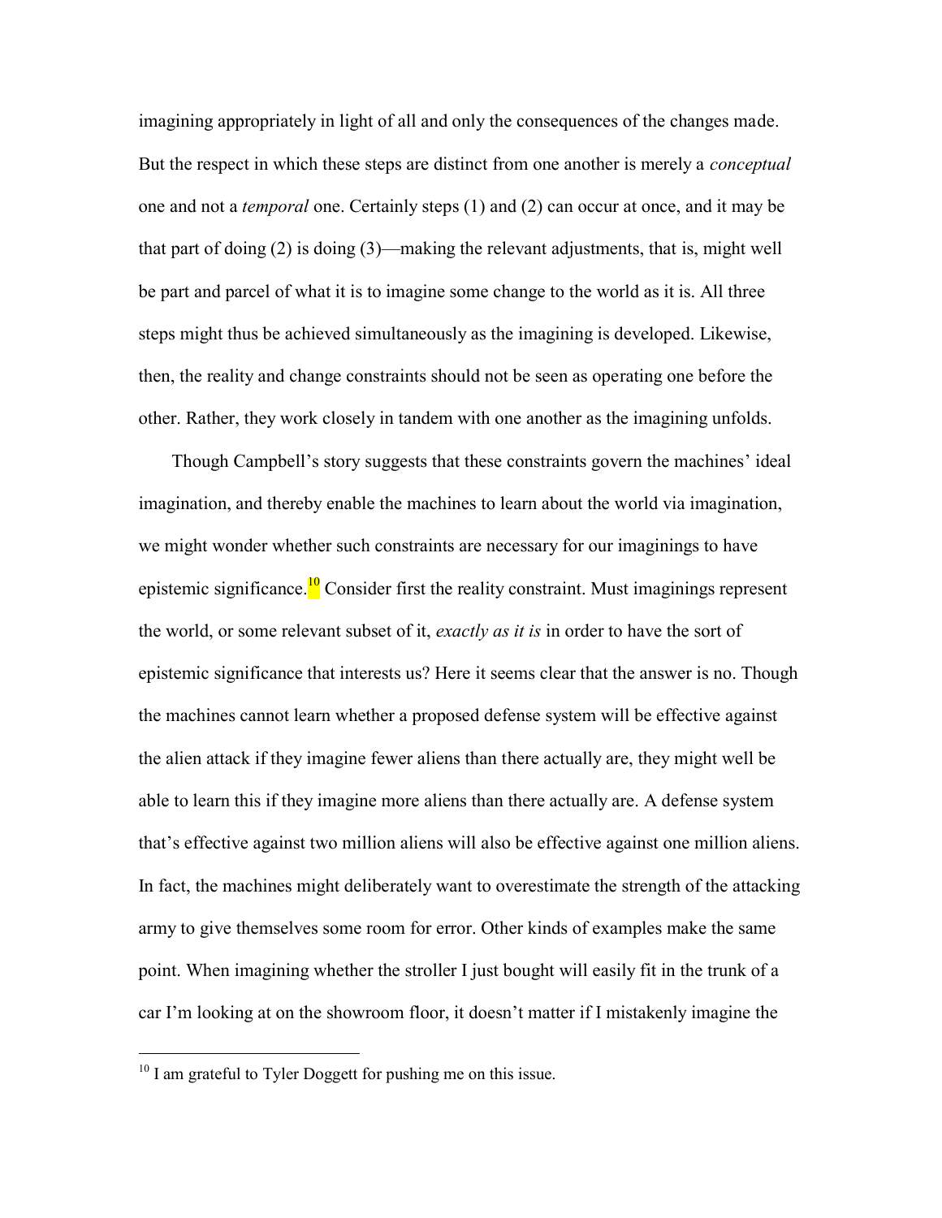imagining appropriately in light of all and only the consequences of the changes made. But the respect in which these steps are distinct from one another is merely a *conceptual* one and not a *temporal* one. Certainly steps (1) and (2) can occur at once, and it may be that part of doing (2) is doing (3)—making the relevant adjustments, that is, might well be part and parcel of what it is to imagine some change to the world as it is. All three steps might thus be achieved simultaneously as the imagining is developed. Likewise, then, the reality and change constraints should not be seen as operating one before the other. Rather, they work closely in tandem with one another as the imagining unfolds.

Though Campbell's story suggests that these constraints govern the machines' ideal imagination, and thereby enable the machines to learn about the world via imagination, we might wonder whether such constraints are necessary for our imaginings to have epistemic significance.[10] Consider first the reality constraint. Must imaginings represent the world, or some relevant subset of it, *exactly as it is* in order to have the sort of epistemic significance that interests us? Here it seems clear that the answer is no. Though the machines cannot learn whether a proposed defense system will be effective against the alien attack if they imagine fewer aliens than there actually are, they might well be able to learn this if they imagine more aliens than there actually are. A defense system that's effective against two million aliens will also be effective against one million aliens. In fact, the machines might deliberately want to overestimate the strength of the attacking army to give themselves some room for error. Other kinds of examples make the same point. When imagining whether the stroller I just bought will easily fit in the trunk of a car I'm looking at on the showroom floor, it doesn't matter if I mistakenly imagine the

[10] I am grateful to Tyler Doggett for pushing me on this issue.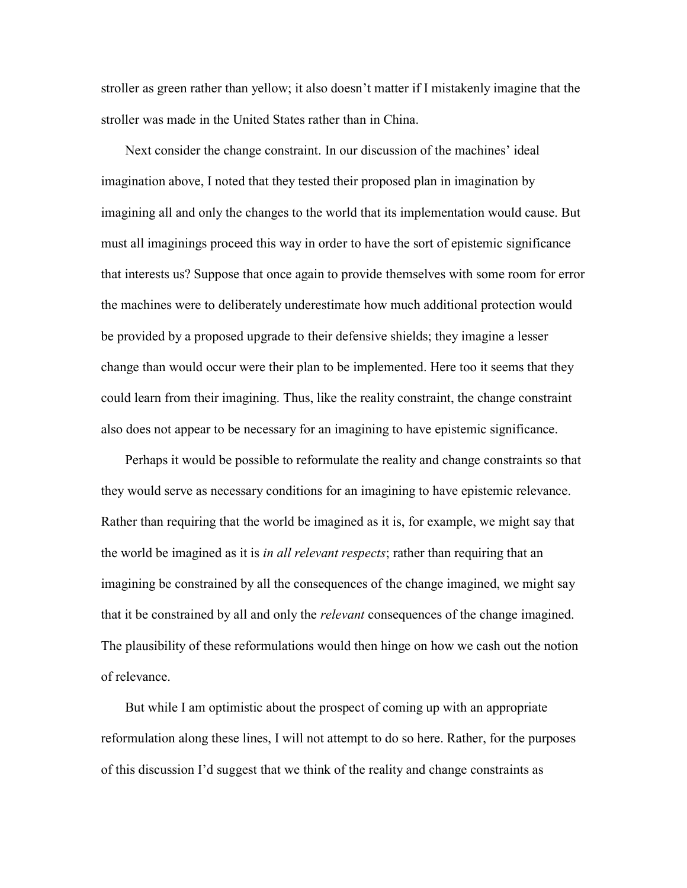stroller as green rather than yellow; it also doesn't matter if I mistakenly imagine that the stroller was made in the United States rather than in China.

Next consider the change constraint. In our discussion of the machines' ideal imagination above, I noted that they tested their proposed plan in imagination by imagining all and only the changes to the world that its implementation would cause. But must all imaginings proceed this way in order to have the sort of epistemic significance that interests us? Suppose that once again to provide themselves with some room for error the machines were to deliberately underestimate how much additional protection would be provided by a proposed upgrade to their defensive shields; they imagine a lesser change than would occur were their plan to be implemented. Here too it seems that they could learn from their imagining. Thus, like the reality constraint, the change constraint also does not appear to be necessary for an imagining to have epistemic significance.

Perhaps it would be possible to reformulate the reality and change constraints so that they would serve as necessary conditions for an imagining to have epistemic relevance. Rather than requiring that the world be imagined as it is, for example, we might say that the world be imagined as it is *in all relevant respects*; rather than requiring that an imagining be constrained by all the consequences of the change imagined, we might say that it be constrained by all and only the *relevant* consequences of the change imagined. The plausibility of these reformulations would then hinge on how we cash out the notion of relevance.

But while I am optimistic about the prospect of coming up with an appropriate reformulation along these lines, I will not attempt to do so here. Rather, for the purposes of this discussion I'd suggest that we think of the reality and change constraints as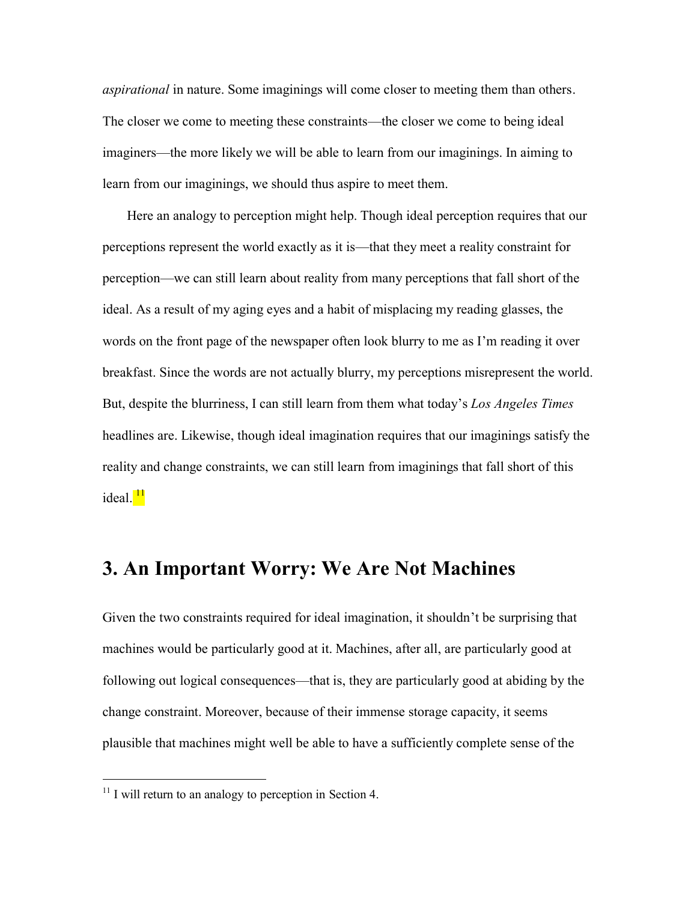*aspirational* in nature. Some imaginings will come closer to meeting them than others. The closer we come to meeting these constraints—the closer we come to being ideal imaginers—the more likely we will be able to learn from our imaginings. In aiming to learn from our imaginings, we should thus aspire to meet them.

Here an analogy to perception might help. Though ideal perception requires that our perceptions represent the world exactly as it is—that they meet a reality constraint for perception—we can still learn about reality from many perceptions that fall short of the ideal. As a result of my aging eyes and a habit of misplacing my reading glasses, the words on the front page of the newspaper often look blurry to me as I'm reading it over breakfast. Since the words are not actually blurry, my perceptions misrepresent the world. But, despite the blurriness, I can still learn from them what today's *Los Angeles Times* headlines are. Likewise, though ideal imagination requires that our imaginings satisfy the reality and change constraints, we can still learn from imaginings that fall short of this ideal.[11]

## 3. An Important Worry: We Are Not Machines

Given the two constraints required for ideal imagination, it shouldn't be surprising that machines would be particularly good at it. Machines, after all, are particularly good at following out logical consequences—that is, they are particularly good at abiding by the change constraint. Moreover, because of their immense storage capacity, it seems plausible that machines might well be able to have a sufficiently complete sense of the

[11] I will return to an analogy to perception in Section 4.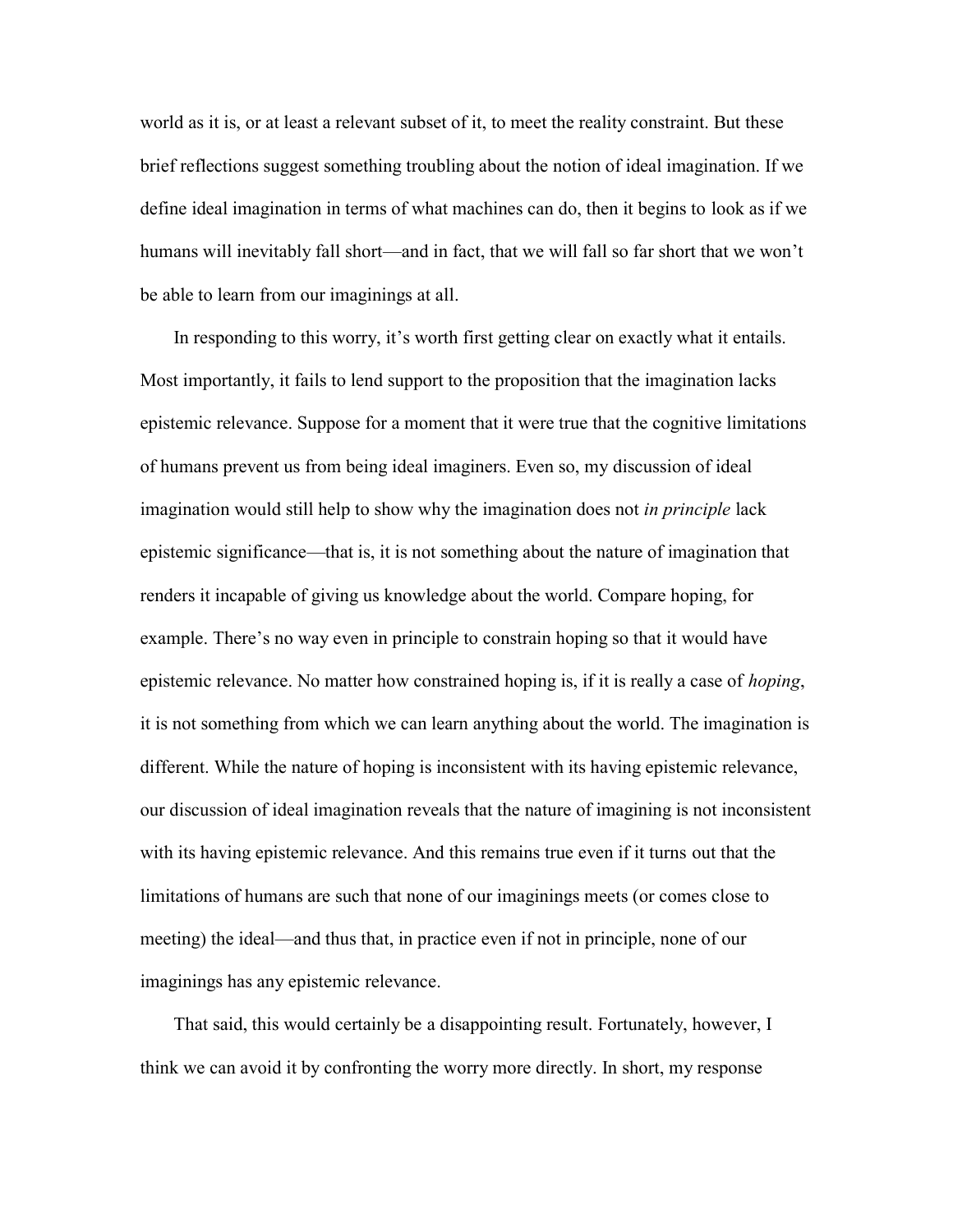world as it is, or at least a relevant subset of it, to meet the reality constraint. But these brief reflections suggest something troubling about the notion of ideal imagination. If we define ideal imagination in terms of what machines can do, then it begins to look as if we humans will inevitably fall short—and in fact, that we will fall so far short that we won't be able to learn from our imaginings at all.

In responding to this worry, it's worth first getting clear on exactly what it entails. Most importantly, it fails to lend support to the proposition that the imagination lacks epistemic relevance. Suppose for a moment that it were true that the cognitive limitations of humans prevent us from being ideal imaginers. Even so, my discussion of ideal imagination would still help to show why the imagination does not *in principle* lack epistemic significance—that is, it is not something about the nature of imagination that renders it incapable of giving us knowledge about the world. Compare hoping, for example. There's no way even in principle to constrain hoping so that it would have epistemic relevance. No matter how constrained hoping is, if it is really a case of *hoping*, it is not something from which we can learn anything about the world. The imagination is different. While the nature of hoping is inconsistent with its having epistemic relevance, our discussion of ideal imagination reveals that the nature of imagining is not inconsistent with its having epistemic relevance. And this remains true even if it turns out that the limitations of humans are such that none of our imaginings meets (or comes close to meeting) the ideal—and thus that, in practice even if not in principle, none of our imaginings has any epistemic relevance.

That said, this would certainly be a disappointing result. Fortunately, however, I think we can avoid it by confronting the worry more directly. In short, my response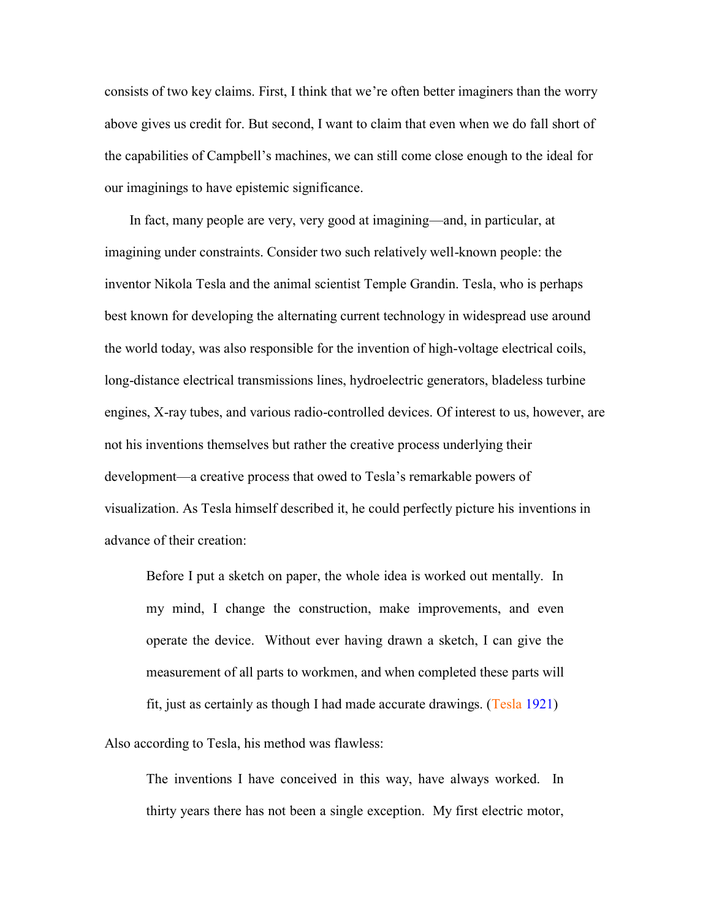consists of two key claims. First, I think that we're often better imaginers than the worry above gives us credit for. But second, I want to claim that even when we do fall short of the capabilities of Campbell's machines, we can still come close enough to the ideal for our imaginings to have epistemic significance.

In fact, many people are very, very good at imagining—and, in particular, at imagining under constraints. Consider two such relatively well-known people: the inventor Nikola Tesla and the animal scientist Temple Grandin. Tesla, who is perhaps best known for developing the alternating current technology in widespread use around the world today, was also responsible for the invention of high-voltage electrical coils, long-distance electrical transmissions lines, hydroelectric generators, bladeless turbine engines, X-ray tubes, and various radio-controlled devices. Of interest to us, however, are not his inventions themselves but rather the creative process underlying their development—a creative process that owed to Tesla's remarkable powers of visualization. As Tesla himself described it, he could perfectly picture his inventions in advance of their creation:

> Before I put a sketch on paper, the whole idea is worked out mentally. In my mind, I change the construction, make improvements, and even operate the device. Without ever having drawn a sketch, I can give the measurement of all parts to workmen, and when completed these parts will fit, just as certainly as though I had made accurate drawings. (Tesla 1921)

Also according to Tesla, his method was flawless:

> The inventions I have conceived in this way, have always worked. In thirty years there has not been a single exception. My first electric motor,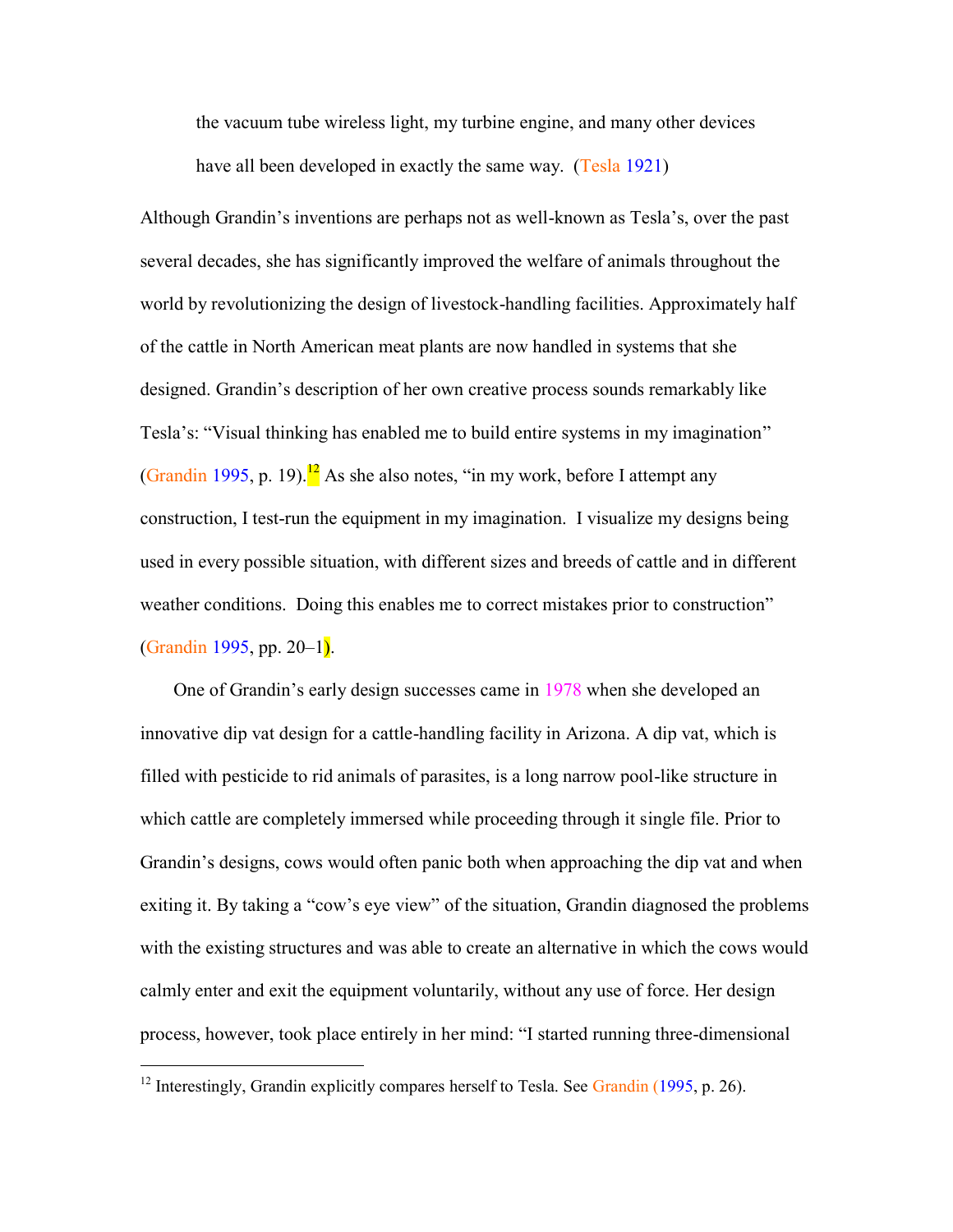> the vacuum tube wireless light, my turbine engine, and many other devices have all been developed in exactly the same way. (Tesla 1921)

Although Grandin's inventions are perhaps not as well-known as Tesla's, over the past several decades, she has significantly improved the welfare of animals throughout the world by revolutionizing the design of livestock-handling facilities. Approximately half of the cattle in North American meat plants are now handled in systems that she designed. Grandin's description of her own creative process sounds remarkably like Tesla's: "Visual thinking has enabled me to build entire systems in my imagination" (Grandin 1995, p. 19).[12] As she also notes, "in my work, before I attempt any construction, I test-run the equipment in my imagination. I visualize my designs being used in every possible situation, with different sizes and breeds of cattle and in different weather conditions. Doing this enables me to correct mistakes prior to construction" (Grandin 1995, pp. 20–1).

One of Grandin's early design successes came in 1978 when she developed an innovative dip vat design for a cattle-handling facility in Arizona. A dip vat, which is filled with pesticide to rid animals of parasites, is a long narrow pool-like structure in which cattle are completely immersed while proceeding through it single file. Prior to Grandin's designs, cows would often panic both when approaching the dip vat and when exiting it. By taking a "cow's eye view" of the situation, Grandin diagnosed the problems with the existing structures and was able to create an alternative in which the cows would calmly enter and exit the equipment voluntarily, without any use of force. Her design process, however, took place entirely in her mind: "I started running three-dimensional

[12] Interestingly, Grandin explicitly compares herself to Tesla. See Grandin (1995, p. 26).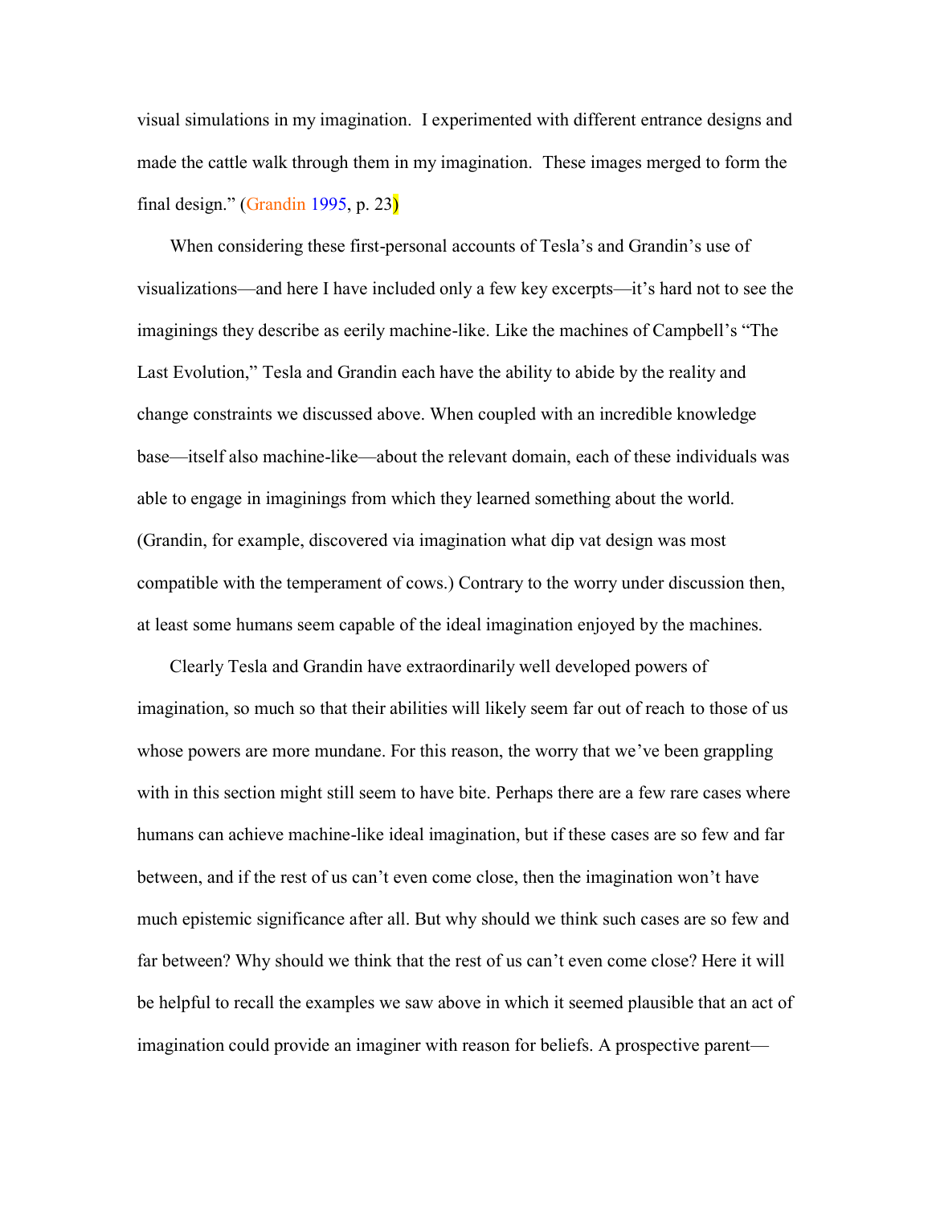visual simulations in my imagination. I experimented with different entrance designs and made the cattle walk through them in my imagination. These images merged to form the final design." (Grandin 1995, p. 23)

When considering these first-personal accounts of Tesla's and Grandin's use of visualizations—and here I have included only a few key excerpts—it's hard not to see the imaginings they describe as eerily machine-like. Like the machines of Campbell's "The Last Evolution," Tesla and Grandin each have the ability to abide by the reality and change constraints we discussed above. When coupled with an incredible knowledge base—itself also machine-like—about the relevant domain, each of these individuals was able to engage in imaginings from which they learned something about the world. (Grandin, for example, discovered via imagination what dip vat design was most compatible with the temperament of cows.) Contrary to the worry under discussion then, at least some humans seem capable of the ideal imagination enjoyed by the machines.

Clearly Tesla and Grandin have extraordinarily well developed powers of imagination, so much so that their abilities will likely seem far out of reach to those of us whose powers are more mundane. For this reason, the worry that we've been grappling with in this section might still seem to have bite. Perhaps there are a few rare cases where humans can achieve machine-like ideal imagination, but if these cases are so few and far between, and if the rest of us can't even come close, then the imagination won't have much epistemic significance after all. But why should we think such cases are so few and far between? Why should we think that the rest of us can't even come close? Here it will be helpful to recall the examples we saw above in which it seemed plausible that an act of imagination could provide an imaginer with reason for beliefs. A prospective parent—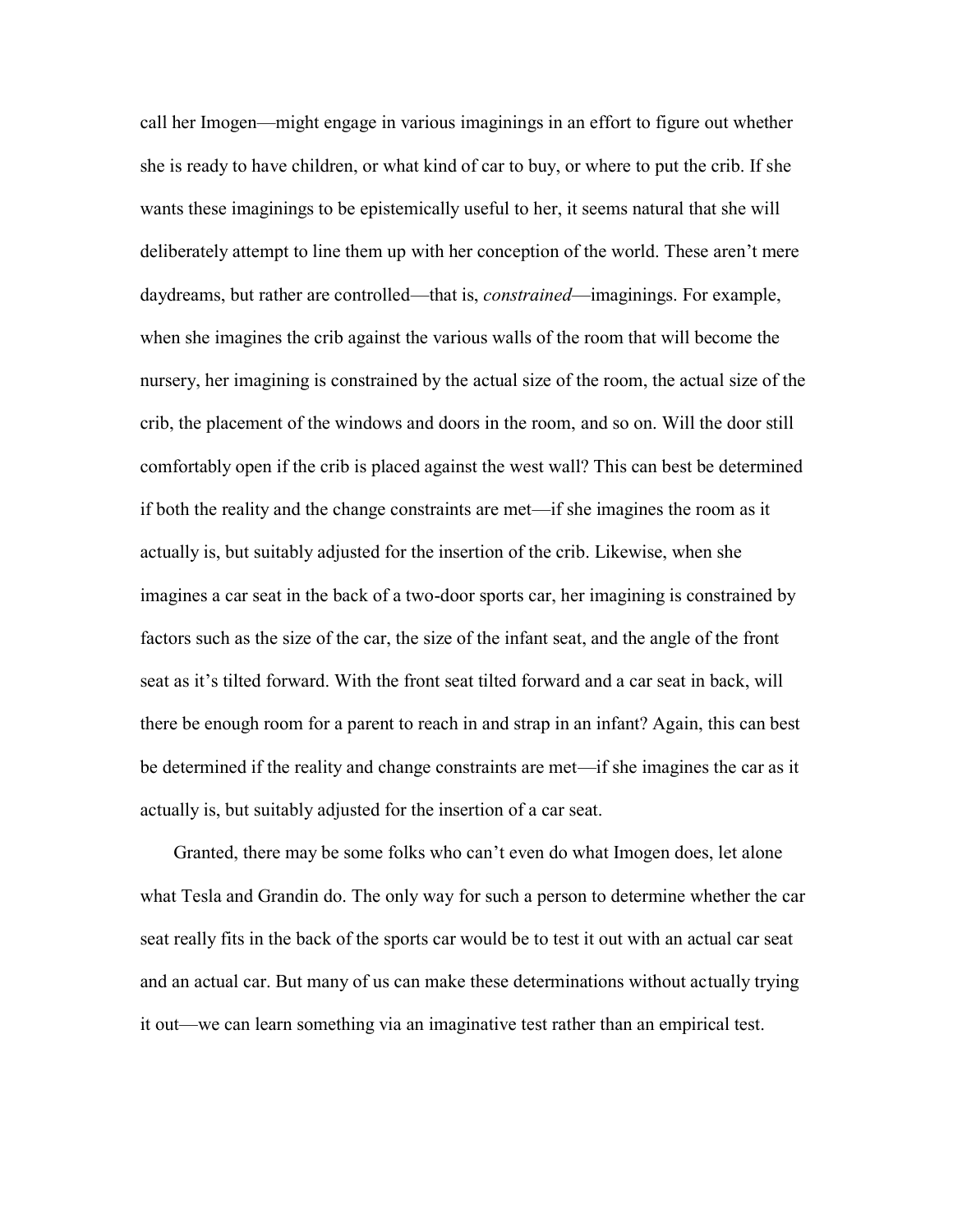call her Imogen—might engage in various imaginings in an effort to figure out whether she is ready to have children, or what kind of car to buy, or where to put the crib. If she wants these imaginings to be epistemically useful to her, it seems natural that she will deliberately attempt to line them up with her conception of the world. These aren't mere daydreams, but rather are controlled—that is, *constrained*—imaginings. For example, when she imagines the crib against the various walls of the room that will become the nursery, her imagining is constrained by the actual size of the room, the actual size of the crib, the placement of the windows and doors in the room, and so on. Will the door still comfortably open if the crib is placed against the west wall? This can best be determined if both the reality and the change constraints are met—if she imagines the room as it actually is, but suitably adjusted for the insertion of the crib. Likewise, when she imagines a car seat in the back of a two-door sports car, her imagining is constrained by factors such as the size of the car, the size of the infant seat, and the angle of the front seat as it's tilted forward. With the front seat tilted forward and a car seat in back, will there be enough room for a parent to reach in and strap in an infant? Again, this can best be determined if the reality and change constraints are met—if she imagines the car as it actually is, but suitably adjusted for the insertion of a car seat.

Granted, there may be some folks who can't even do what Imogen does, let alone what Tesla and Grandin do. The only way for such a person to determine whether the car seat really fits in the back of the sports car would be to test it out with an actual car seat and an actual car. But many of us can make these determinations without actually trying it out—we can learn something via an imaginative test rather than an empirical test.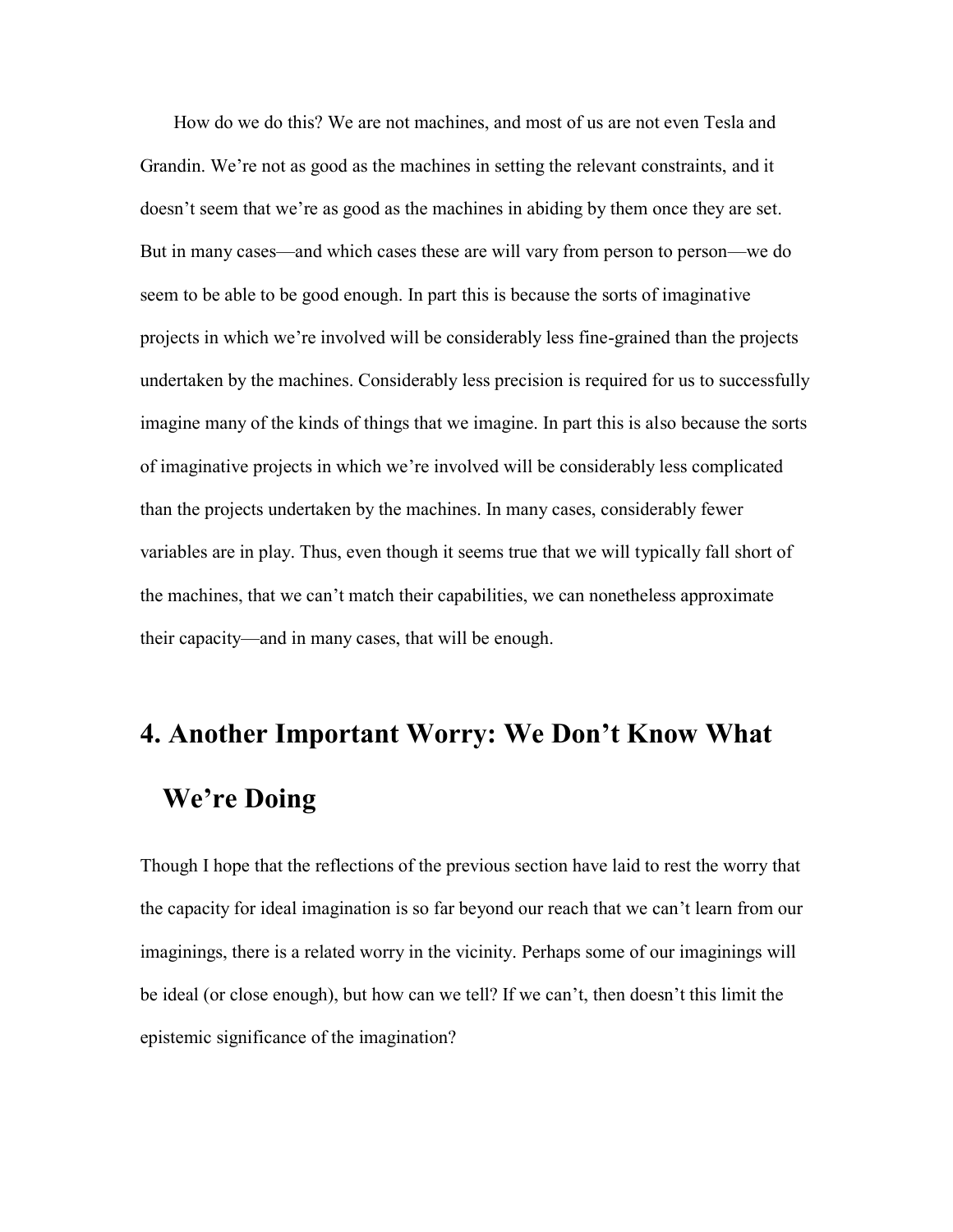How do we do this? We are not machines, and most of us are not even Tesla and Grandin. We're not as good as the machines in setting the relevant constraints, and it doesn't seem that we're as good as the machines in abiding by them once they are set. But in many cases—and which cases these are will vary from person to person—we do seem to be able to be good enough. In part this is because the sorts of imaginative projects in which we're involved will be considerably less fine-grained than the projects undertaken by the machines. Considerably less precision is required for us to successfully imagine many of the kinds of things that we imagine. In part this is also because the sorts of imaginative projects in which we're involved will be considerably less complicated than the projects undertaken by the machines. In many cases, considerably fewer variables are in play. Thus, even though it seems true that we will typically fall short of the machines, that we can't match their capabilities, we can nonetheless approximate their capacity—and in many cases, that will be enough.

## 4. Another Important Worry: We Don't Know What We're Doing

Though I hope that the reflections of the previous section have laid to rest the worry that the capacity for ideal imagination is so far beyond our reach that we can't learn from our imaginings, there is a related worry in the vicinity. Perhaps some of our imaginings will be ideal (or close enough), but how can we tell? If we can't, then doesn't this limit the epistemic significance of the imagination?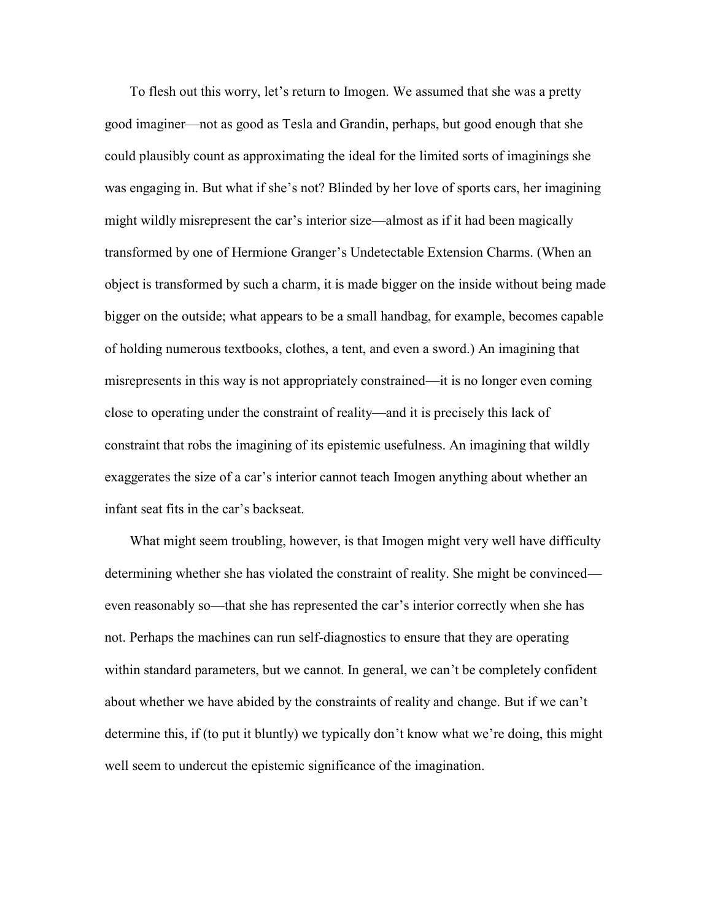To flesh out this worry, let's return to Imogen. We assumed that she was a pretty good imaginer—not as good as Tesla and Grandin, perhaps, but good enough that she could plausibly count as approximating the ideal for the limited sorts of imaginings she was engaging in. But what if she's not? Blinded by her love of sports cars, her imagining might wildly misrepresent the car's interior size—almost as if it had been magically transformed by one of Hermione Granger's Undetectable Extension Charms. (When an object is transformed by such a charm, it is made bigger on the inside without being made bigger on the outside; what appears to be a small handbag, for example, becomes capable of holding numerous textbooks, clothes, a tent, and even a sword.) An imagining that misrepresents in this way is not appropriately constrained—it is no longer even coming close to operating under the constraint of reality—and it is precisely this lack of constraint that robs the imagining of its epistemic usefulness. An imagining that wildly exaggerates the size of a car's interior cannot teach Imogen anything about whether an infant seat fits in the car's backseat.

What might seem troubling, however, is that Imogen might very well have difficulty determining whether she has violated the constraint of reality. She might be convinced—even reasonably so—that she has represented the car's interior correctly when she has not. Perhaps the machines can run self-diagnostics to ensure that they are operating within standard parameters, but we cannot. In general, we can't be completely confident about whether we have abided by the constraints of reality and change. But if we can't determine this, if (to put it bluntly) we typically don't know what we're doing, this might well seem to undercut the epistemic significance of the imagination.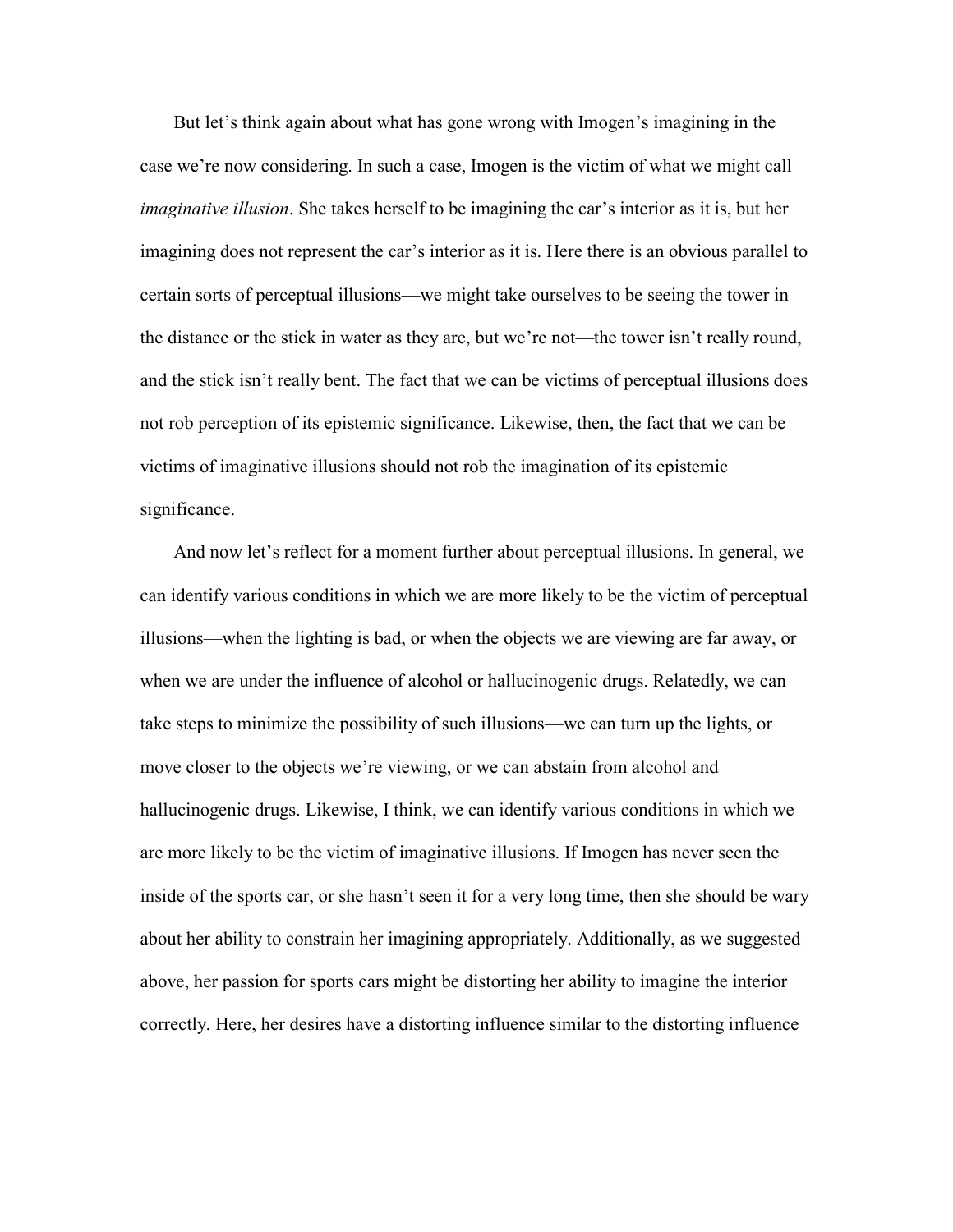But let's think again about what has gone wrong with Imogen's imagining in the case we're now considering. In such a case, Imogen is the victim of what we might call *imaginative illusion*. She takes herself to be imagining the car's interior as it is, but her imagining does not represent the car's interior as it is. Here there is an obvious parallel to certain sorts of perceptual illusions—we might take ourselves to be seeing the tower in the distance or the stick in water as they are, but we're not—the tower isn't really round, and the stick isn't really bent. The fact that we can be victims of perceptual illusions does not rob perception of its epistemic significance. Likewise, then, the fact that we can be victims of imaginative illusions should not rob the imagination of its epistemic significance.

And now let's reflect for a moment further about perceptual illusions. In general, we can identify various conditions in which we are more likely to be the victim of perceptual illusions—when the lighting is bad, or when the objects we are viewing are far away, or when we are under the influence of alcohol or hallucinogenic drugs. Relatedly, we can take steps to minimize the possibility of such illusions—we can turn up the lights, or move closer to the objects we're viewing, or we can abstain from alcohol and hallucinogenic drugs. Likewise, I think, we can identify various conditions in which we are more likely to be the victim of imaginative illusions. If Imogen has never seen the inside of the sports car, or she hasn't seen it for a very long time, then she should be wary about her ability to constrain her imagining appropriately. Additionally, as we suggested above, her passion for sports cars might be distorting her ability to imagine the interior correctly. Here, her desires have a distorting influence similar to the distorting influence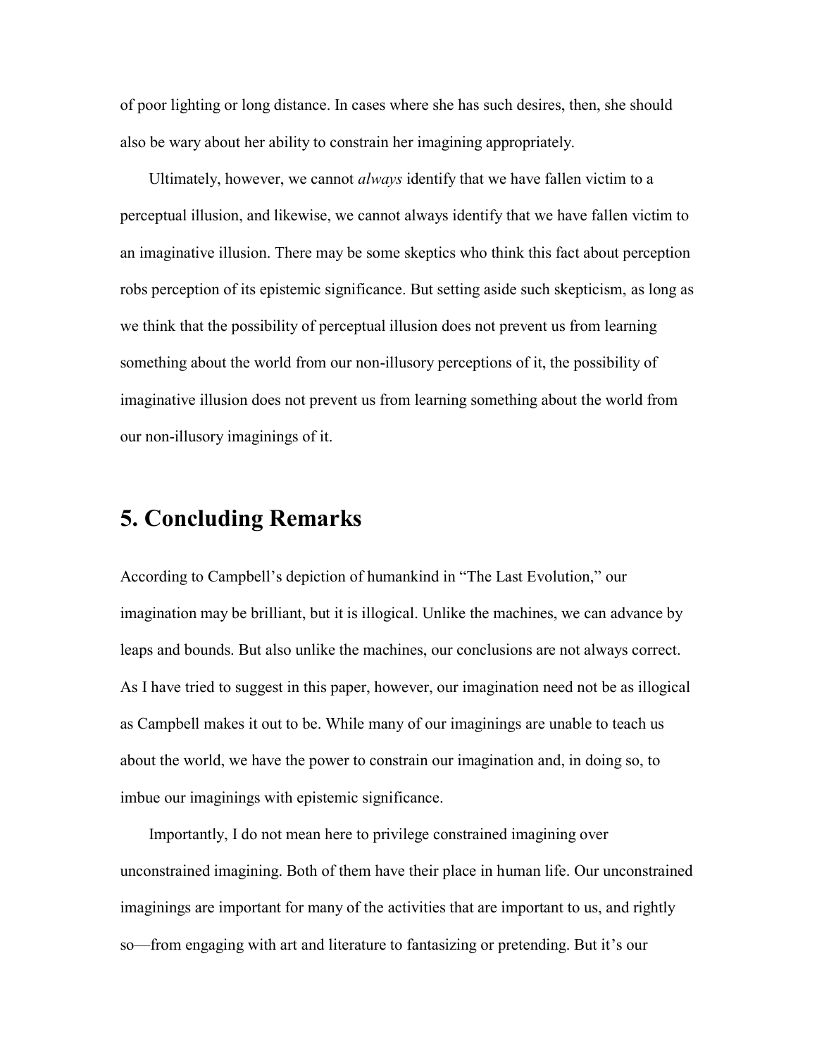of poor lighting or long distance. In cases where she has such desires, then, she should also be wary about her ability to constrain her imagining appropriately.

Ultimately, however, we cannot *always* identify that we have fallen victim to a perceptual illusion, and likewise, we cannot always identify that we have fallen victim to an imaginative illusion. There may be some skeptics who think this fact about perception robs perception of its epistemic significance. But setting aside such skepticism, as long as we think that the possibility of perceptual illusion does not prevent us from learning something about the world from our non-illusory perceptions of it, the possibility of imaginative illusion does not prevent us from learning something about the world from our non-illusory imaginings of it.

## 5. Concluding Remarks

According to Campbell's depiction of humankind in "The Last Evolution," our imagination may be brilliant, but it is illogical. Unlike the machines, we can advance by leaps and bounds. But also unlike the machines, our conclusions are not always correct. As I have tried to suggest in this paper, however, our imagination need not be as illogical as Campbell makes it out to be. While many of our imaginings are unable to teach us about the world, we have the power to constrain our imagination and, in doing so, to imbue our imaginings with epistemic significance.

Importantly, I do not mean here to privilege constrained imagining over unconstrained imagining. Both of them have their place in human life. Our unconstrained imaginings are important for many of the activities that are important to us, and rightly so—from engaging with art and literature to fantasizing or pretending. But it's our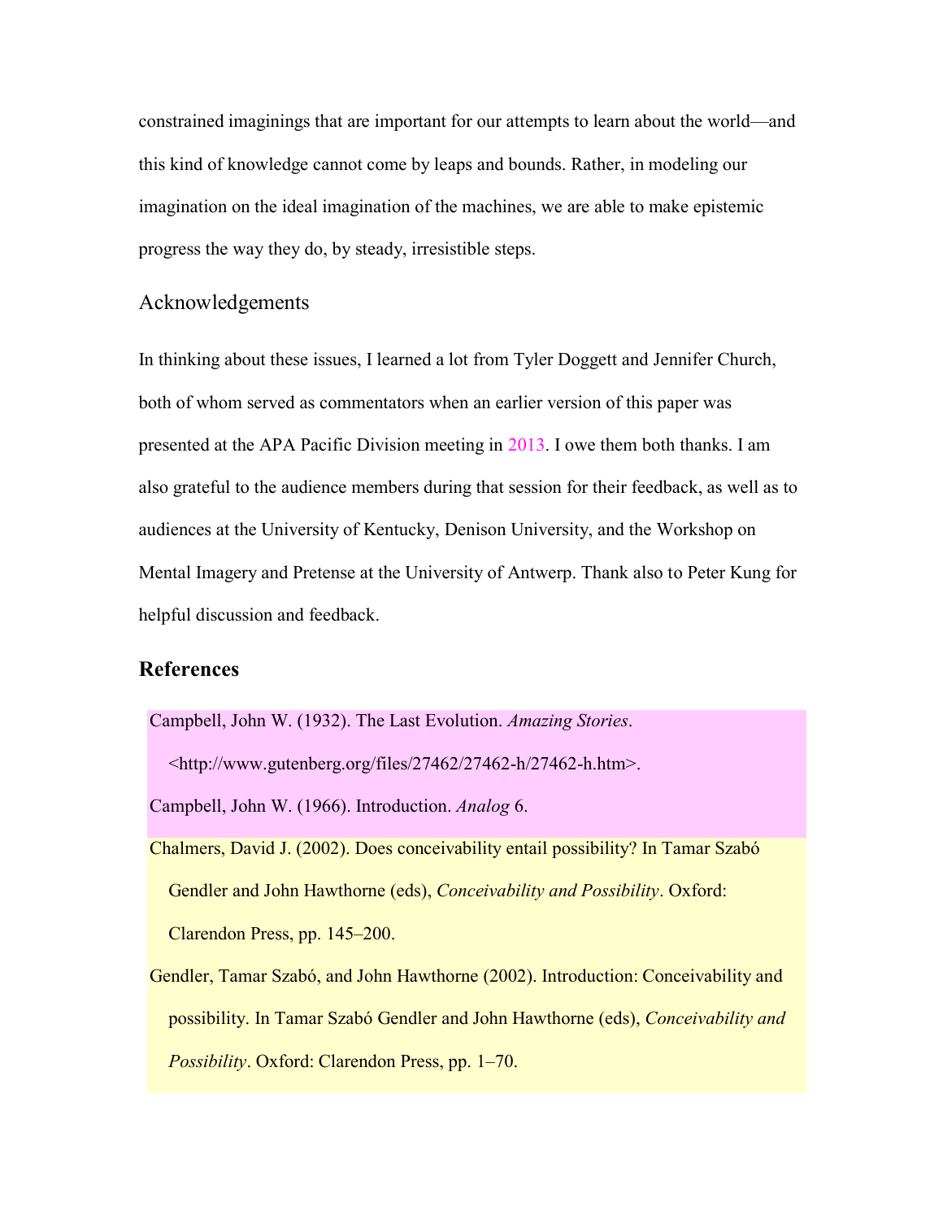constrained imaginings that are important for our attempts to learn about the world—and this kind of knowledge cannot come by leaps and bounds. Rather, in modeling our imagination on the ideal imagination of the machines, we are able to make epistemic progress the way they do, by steady, irresistible steps.

## Acknowledgements

In thinking about these issues, I learned a lot from Tyler Doggett and Jennifer Church, both of whom served as commentators when an earlier version of this paper was presented at the APA Pacific Division meeting in 2013. I owe them both thanks. I am also grateful to the audience members during that session for their feedback, as well as to audiences at the University of Kentucky, Denison University, and the Workshop on Mental Imagery and Pretense at the University of Antwerp. Thank also to Peter Kung for helpful discussion and feedback.

## References

Campbell, John W. (1932). The Last Evolution. *Amazing Stories*. <http://www.gutenberg.org/files/27462/27462-h/27462-h.htm>.

Campbell, John W. (1966). Introduction. *Analog* 6.

Chalmers, David J. (2002). Does conceivability entail possibility? In Tamar Szabó Gendler and John Hawthorne (eds), *Conceivability and Possibility*. Oxford: Clarendon Press, pp. 145–200.

Gendler, Tamar Szabó, and John Hawthorne (2002). Introduction: Conceivability and possibility. In Tamar Szabó Gendler and John Hawthorne (eds), *Conceivability and Possibility*. Oxford: Clarendon Press, pp. 1–70.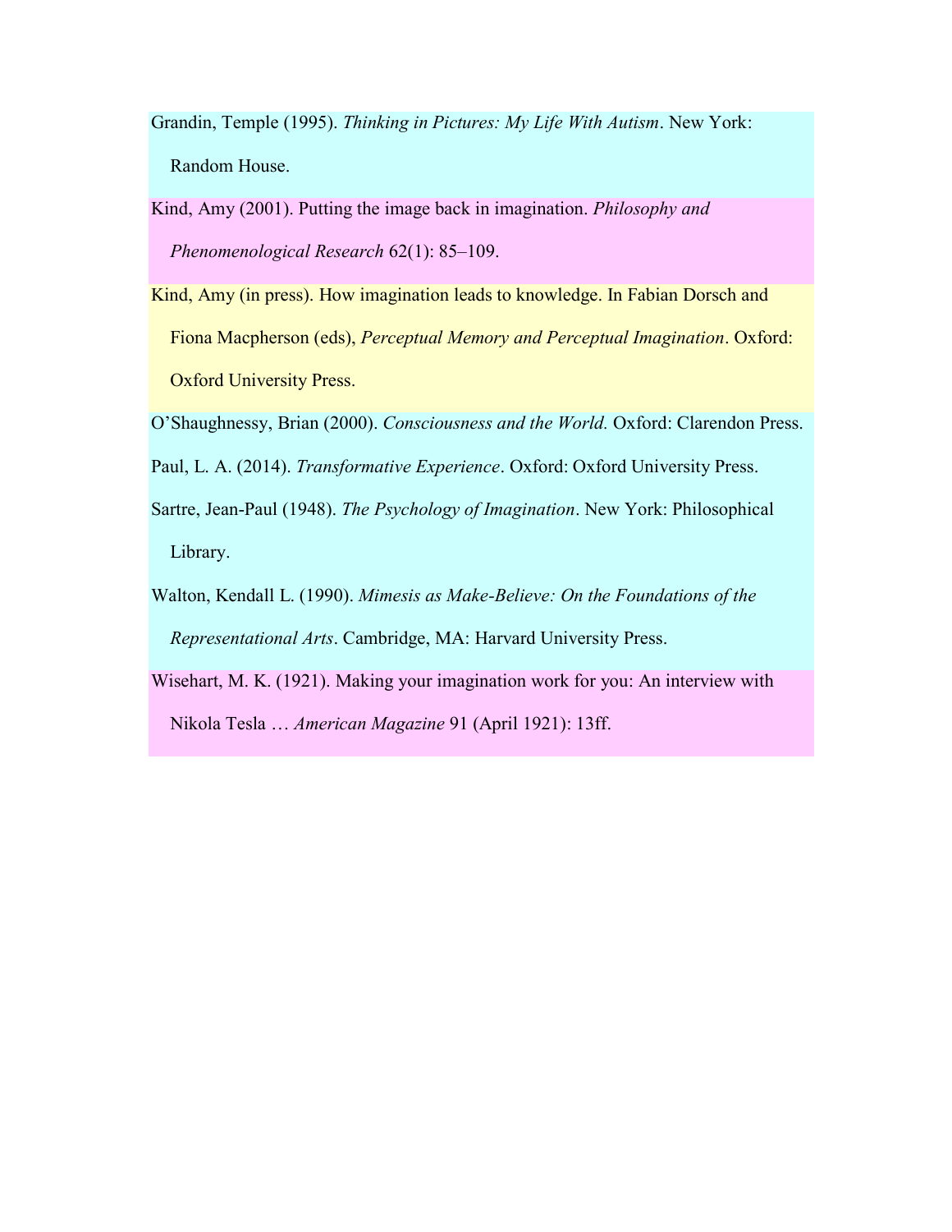Grandin, Temple (1995). *Thinking in Pictures: My Life With Autism*. New York: Random House.

Kind, Amy (2001). Putting the image back in imagination. *Philosophy and Phenomenological Research* 62(1): 85–109.

Kind, Amy (in press). How imagination leads to knowledge. In Fabian Dorsch and Fiona Macpherson (eds), *Perceptual Memory and Perceptual Imagination*. Oxford: Oxford University Press.

O'Shaughnessy, Brian (2000). *Consciousness and the World.* Oxford: Clarendon Press.

Paul, L. A. (2014). *Transformative Experience*. Oxford: Oxford University Press.

Sartre, Jean-Paul (1948). *The Psychology of Imagination*. New York: Philosophical Library.

Walton, Kendall L. (1990). *Mimesis as Make-Believe: On the Foundations of the Representational Arts*. Cambridge, MA: Harvard University Press.

Wisehart, M. K. (1921). Making your imagination work for you: An interview with Nikola Tesla … *American Magazine* 91 (April 1921): 13ff.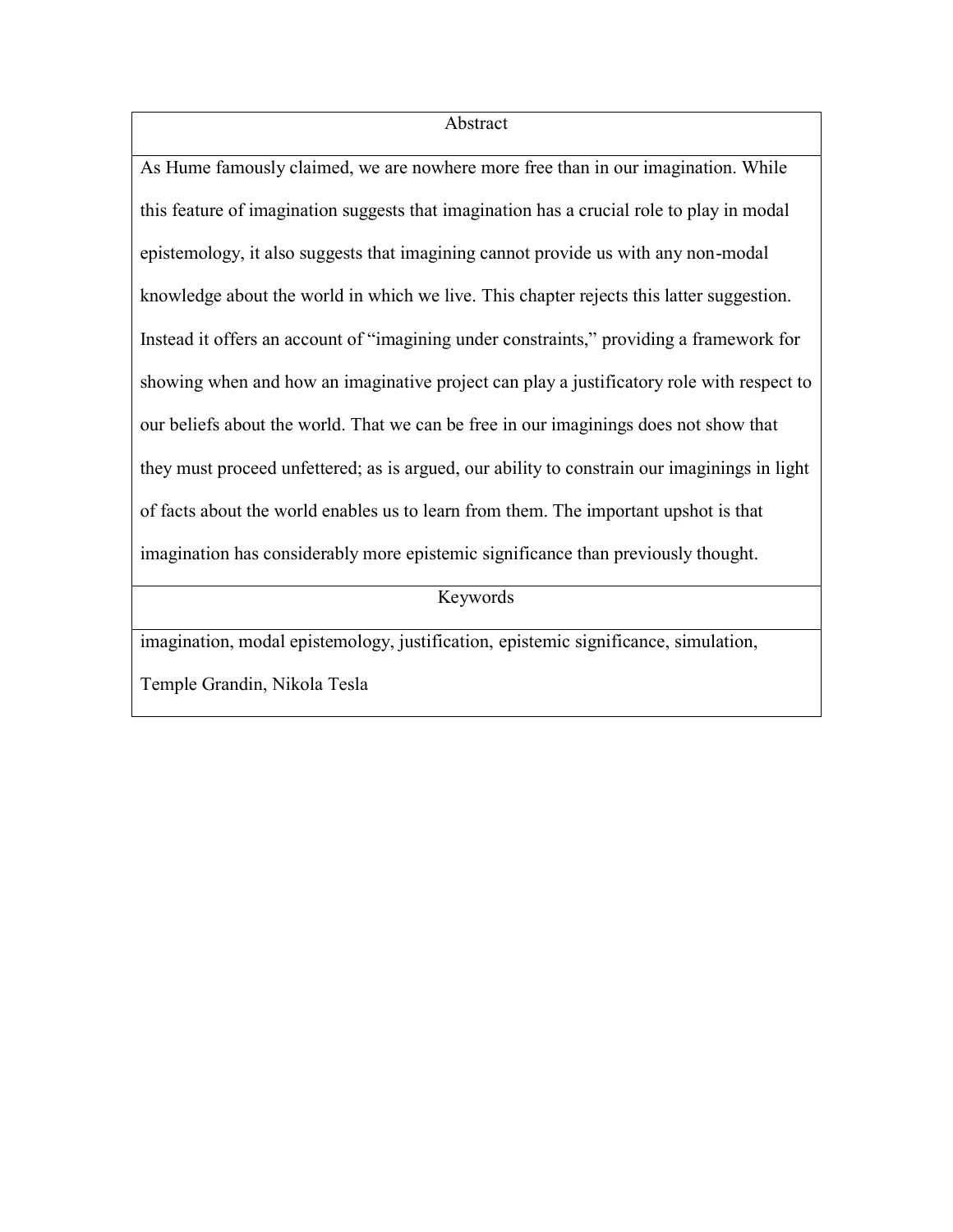| Abstract |
| --- |
| As Hume famously claimed, we are nowhere more free than in our imagination. While this feature of imagination suggests that imagination has a crucial role to play in modal epistemology, it also suggests that imagining cannot provide us with any non-modal knowledge about the world in which we live. This chapter rejects this latter suggestion. Instead it offers an account of "imagining under constraints," providing a framework for showing when and how an imaginative project can play a justificatory role with respect to our beliefs about the world. That we can be free in our imaginings does not show that they must proceed unfettered; as is argued, our ability to constrain our imaginings in light of facts about the world enables us to learn from them. The important upshot is that imagination has considerably more epistemic significance than previously thought. |
| Keywords |
| imagination, modal epistemology, justification, epistemic significance, simulation, Temple Grandin, Nikola Tesla |